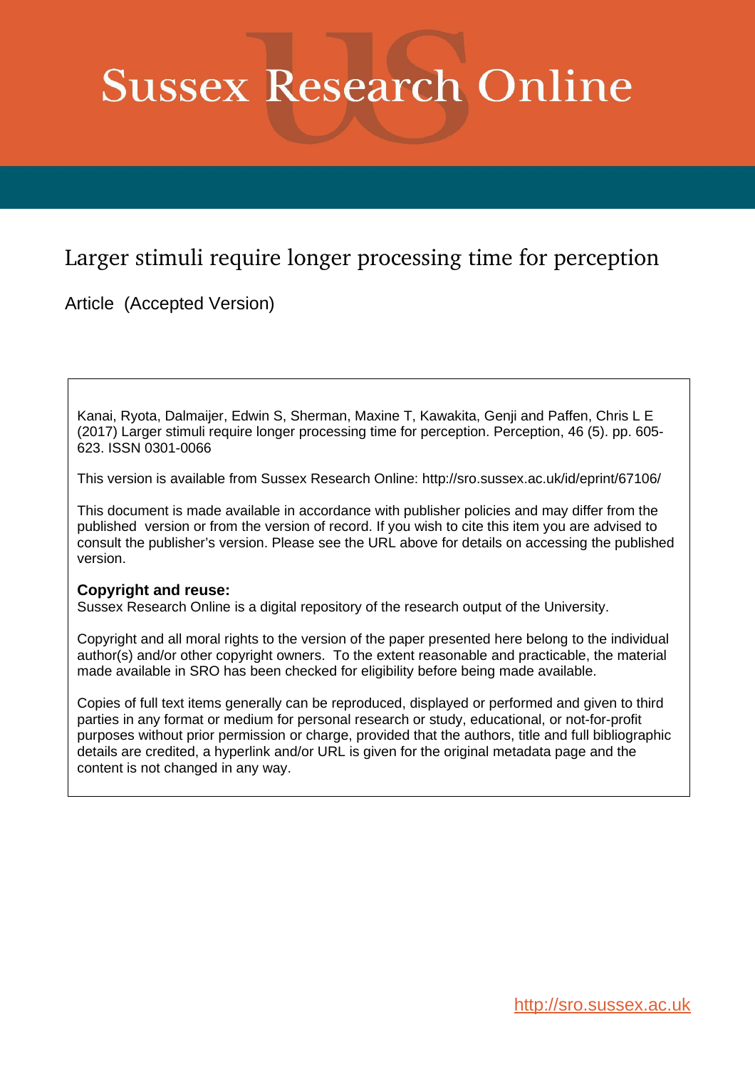# Sussex Research Online

## Larger stimuli require longer processing time for perception

Article (Accepted Version)

Kanai, Ryota, Dalmaijer, Edwin S, Sherman, Maxine T, Kawakita, Genji and Paffen, Chris L E (2017) Larger stimuli require longer processing time for perception. Perception, 46 (5). pp. 605-623. ISSN 0301-0066

This version is available from Sussex Research Online: http://sro.sussex.ac.uk/id/eprint/67106/

This document is made available in accordance with publisher policies and may differ from the published version or from the version of record. If you wish to cite this item you are advised to consult the publisher's version. Please see the URL above for details on accessing the published version.

**Copyright and reuse:**
Sussex Research Online is a digital repository of the research output of the University.

Copyright and all moral rights to the version of the paper presented here belong to the individual author(s) and/or other copyright owners. To the extent reasonable and practicable, the material made available in SRO has been checked for eligibility before being made available.

Copies of full text items generally can be reproduced, displayed or performed and given to third parties in any format or medium for personal research or study, educational, or not-for-profit purposes without prior permission or charge, provided that the authors, title and full bibliographic details are credited, a hyperlink and/or URL is given for the original metadata page and the content is not changed in any way.

http://sro.sussex.ac.uk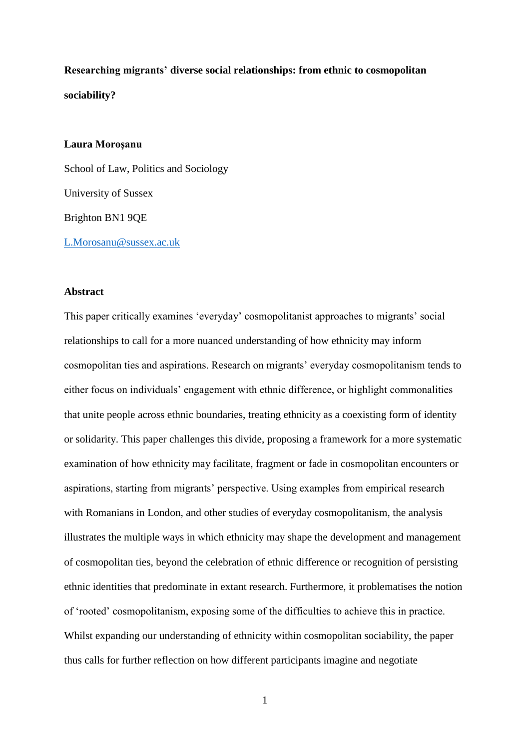**Researching migrants' diverse social relationships: from ethnic to cosmopolitan sociability?**

**Laura Moroşanu**

School of Law, Politics and Sociology

University of Sussex

Brighton BN1 9QE

L.Morosanu@sussex.ac.uk

**Abstract**

This paper critically examines 'everyday' cosmopolitanist approaches to migrants' social relationships to call for a more nuanced understanding of how ethnicity may inform cosmopolitan ties and aspirations. Research on migrants' everyday cosmopolitanism tends to either focus on individuals' engagement with ethnic difference, or highlight commonalities that unite people across ethnic boundaries, treating ethnicity as a coexisting form of identity or solidarity. This paper challenges this divide, proposing a framework for a more systematic examination of how ethnicity may facilitate, fragment or fade in cosmopolitan encounters or aspirations, starting from migrants' perspective. Using examples from empirical research with Romanians in London, and other studies of everyday cosmopolitanism, the analysis illustrates the multiple ways in which ethnicity may shape the development and management of cosmopolitan ties, beyond the celebration of ethnic difference or recognition of persisting ethnic identities that predominate in extant research. Furthermore, it problematises the notion of 'rooted' cosmopolitanism, exposing some of the difficulties to achieve this in practice. Whilst expanding our understanding of ethnicity within cosmopolitan sociability, the paper thus calls for further reflection on how different participants imagine and negotiate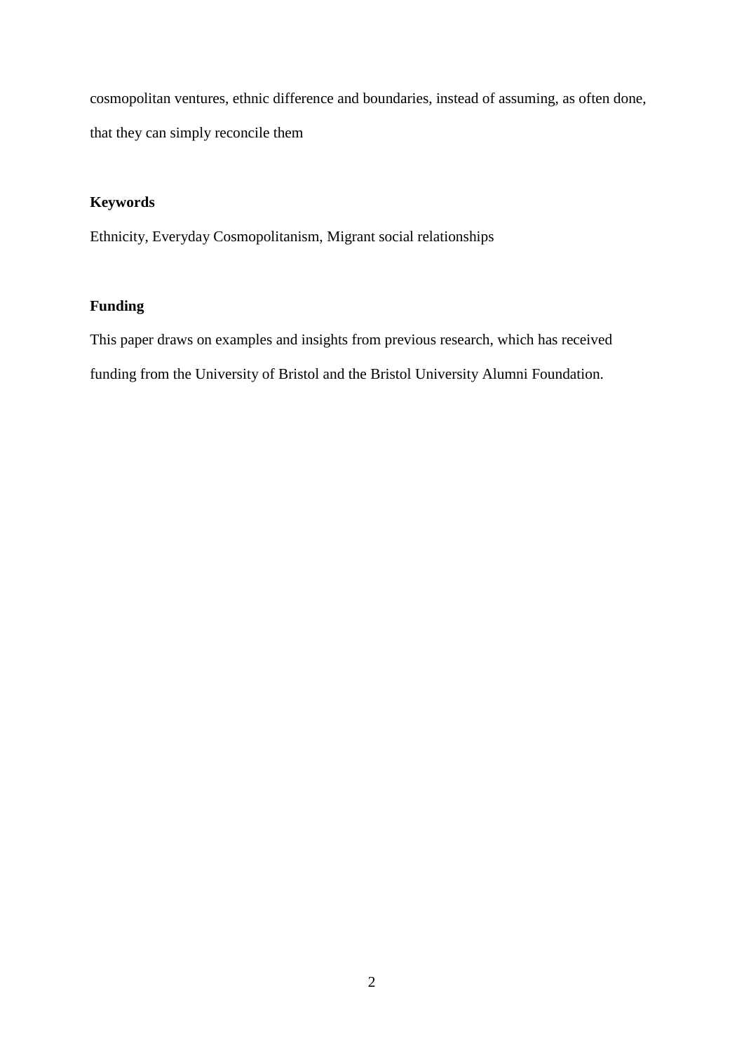cosmopolitan ventures, ethnic difference and boundaries, instead of assuming, as often done, that they can simply reconcile them

**Keywords**

Ethnicity, Everyday Cosmopolitanism, Migrant social relationships

**Funding**

This paper draws on examples and insights from previous research, which has received funding from the University of Bristol and the Bristol University Alumni Foundation.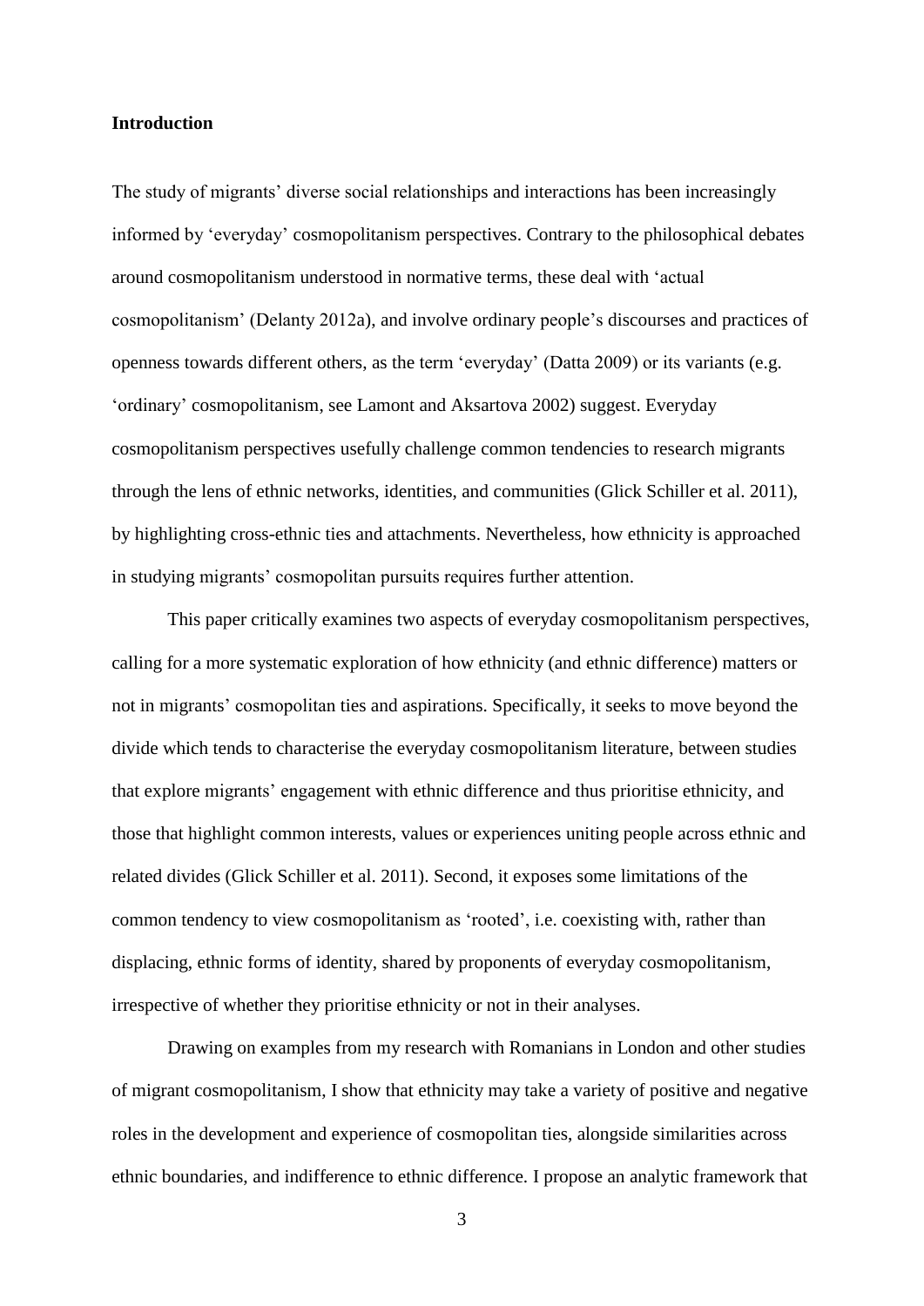## Introduction

The study of migrants' diverse social relationships and interactions has been increasingly informed by 'everyday' cosmopolitanism perspectives. Contrary to the philosophical debates around cosmopolitanism understood in normative terms, these deal with 'actual cosmopolitanism' (Delanty 2012a), and involve ordinary people's discourses and practices of openness towards different others, as the term 'everyday' (Datta 2009) or its variants (e.g. 'ordinary' cosmopolitanism, see Lamont and Aksartova 2002) suggest. Everyday cosmopolitanism perspectives usefully challenge common tendencies to research migrants through the lens of ethnic networks, identities, and communities (Glick Schiller et al. 2011), by highlighting cross-ethnic ties and attachments. Nevertheless, how ethnicity is approached in studying migrants' cosmopolitan pursuits requires further attention.

This paper critically examines two aspects of everyday cosmopolitanism perspectives, calling for a more systematic exploration of how ethnicity (and ethnic difference) matters or not in migrants' cosmopolitan ties and aspirations. Specifically, it seeks to move beyond the divide which tends to characterise the everyday cosmopolitanism literature, between studies that explore migrants' engagement with ethnic difference and thus prioritise ethnicity, and those that highlight common interests, values or experiences uniting people across ethnic and related divides (Glick Schiller et al. 2011). Second, it exposes some limitations of the common tendency to view cosmopolitanism as 'rooted', i.e. coexisting with, rather than displacing, ethnic forms of identity, shared by proponents of everyday cosmopolitanism, irrespective of whether they prioritise ethnicity or not in their analyses.

Drawing on examples from my research with Romanians in London and other studies of migrant cosmopolitanism, I show that ethnicity may take a variety of positive and negative roles in the development and experience of cosmopolitan ties, alongside similarities across ethnic boundaries, and indifference to ethnic difference. I propose an analytic framework that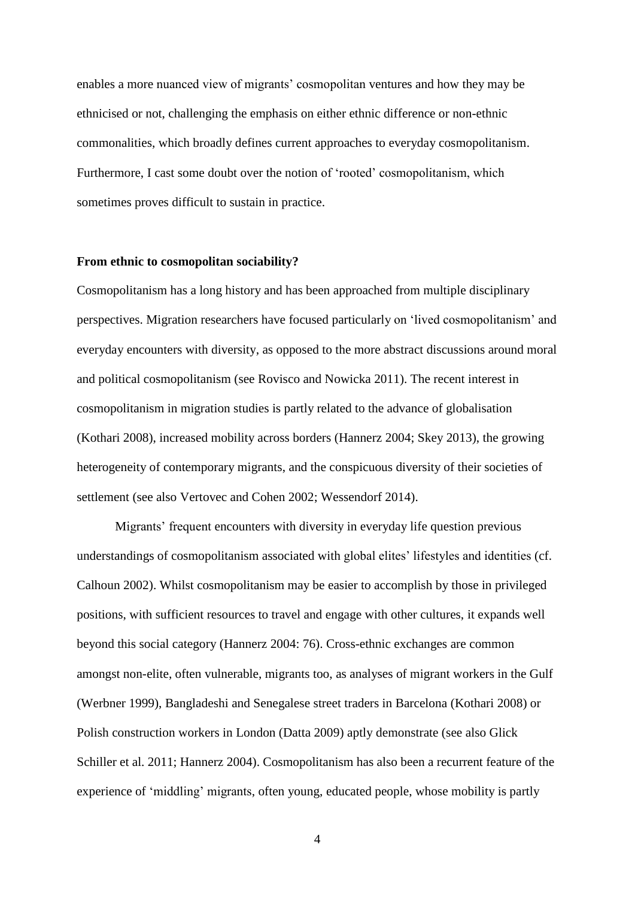enables a more nuanced view of migrants' cosmopolitan ventures and how they may be ethnicised or not, challenging the emphasis on either ethnic difference or non-ethnic commonalities, which broadly defines current approaches to everyday cosmopolitanism. Furthermore, I cast some doubt over the notion of 'rooted' cosmopolitanism, which sometimes proves difficult to sustain in practice.

## From ethnic to cosmopolitan sociability?

Cosmopolitanism has a long history and has been approached from multiple disciplinary perspectives. Migration researchers have focused particularly on 'lived cosmopolitanism' and everyday encounters with diversity, as opposed to the more abstract discussions around moral and political cosmopolitanism (see Rovisco and Nowicka 2011). The recent interest in cosmopolitanism in migration studies is partly related to the advance of globalisation (Kothari 2008), increased mobility across borders (Hannerz 2004; Skey 2013), the growing heterogeneity of contemporary migrants, and the conspicuous diversity of their societies of settlement (see also Vertovec and Cohen 2002; Wessendorf 2014).

Migrants' frequent encounters with diversity in everyday life question previous understandings of cosmopolitanism associated with global elites' lifestyles and identities (cf. Calhoun 2002). Whilst cosmopolitanism may be easier to accomplish by those in privileged positions, with sufficient resources to travel and engage with other cultures, it expands well beyond this social category (Hannerz 2004: 76). Cross-ethnic exchanges are common amongst non-elite, often vulnerable, migrants too, as analyses of migrant workers in the Gulf (Werbner 1999), Bangladeshi and Senegalese street traders in Barcelona (Kothari 2008) or Polish construction workers in London (Datta 2009) aptly demonstrate (see also Glick Schiller et al. 2011; Hannerz 2004). Cosmopolitanism has also been a recurrent feature of the experience of 'middling' migrants, often young, educated people, whose mobility is partly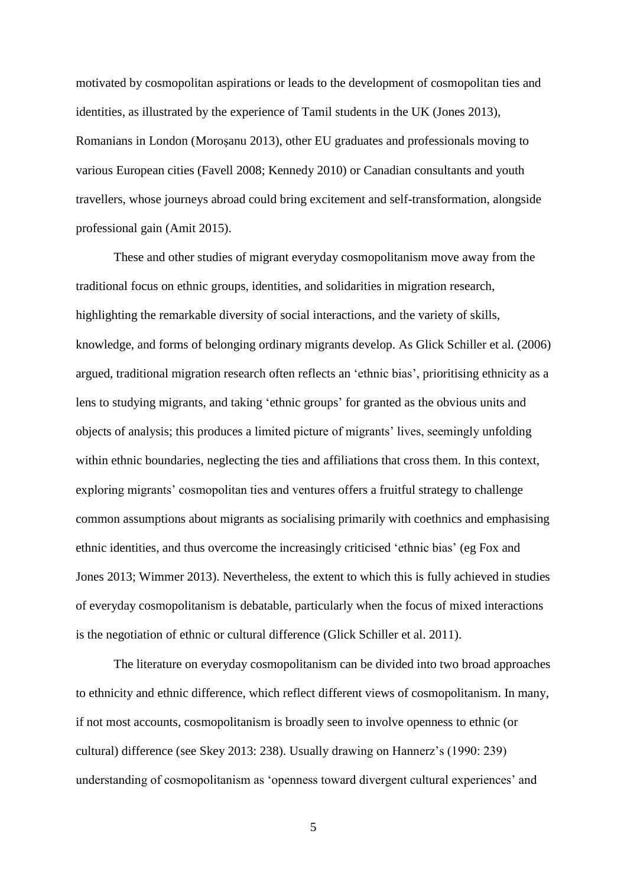motivated by cosmopolitan aspirations or leads to the development of cosmopolitan ties and identities, as illustrated by the experience of Tamil students in the UK (Jones 2013), Romanians in London (Moroșanu 2013), other EU graduates and professionals moving to various European cities (Favell 2008; Kennedy 2010) or Canadian consultants and youth travellers, whose journeys abroad could bring excitement and self-transformation, alongside professional gain (Amit 2015).

These and other studies of migrant everyday cosmopolitanism move away from the traditional focus on ethnic groups, identities, and solidarities in migration research, highlighting the remarkable diversity of social interactions, and the variety of skills, knowledge, and forms of belonging ordinary migrants develop. As Glick Schiller et al. (2006) argued, traditional migration research often reflects an 'ethnic bias', prioritising ethnicity as a lens to studying migrants, and taking 'ethnic groups' for granted as the obvious units and objects of analysis; this produces a limited picture of migrants' lives, seemingly unfolding within ethnic boundaries, neglecting the ties and affiliations that cross them. In this context, exploring migrants' cosmopolitan ties and ventures offers a fruitful strategy to challenge common assumptions about migrants as socialising primarily with coethnics and emphasising ethnic identities, and thus overcome the increasingly criticised 'ethnic bias' (eg Fox and Jones 2013; Wimmer 2013). Nevertheless, the extent to which this is fully achieved in studies of everyday cosmopolitanism is debatable, particularly when the focus of mixed interactions is the negotiation of ethnic or cultural difference (Glick Schiller et al. 2011).

The literature on everyday cosmopolitanism can be divided into two broad approaches to ethnicity and ethnic difference, which reflect different views of cosmopolitanism. In many, if not most accounts, cosmopolitanism is broadly seen to involve openness to ethnic (or cultural) difference (see Skey 2013: 238). Usually drawing on Hannerz's (1990: 239) understanding of cosmopolitanism as 'openness toward divergent cultural experiences' and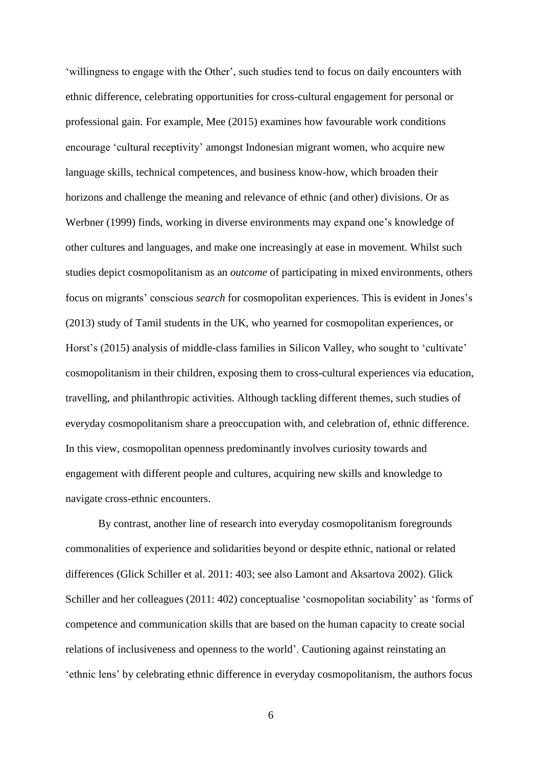'willingness to engage with the Other', such studies tend to focus on daily encounters with ethnic difference, celebrating opportunities for cross-cultural engagement for personal or professional gain. For example, Mee (2015) examines how favourable work conditions encourage 'cultural receptivity' amongst Indonesian migrant women, who acquire new language skills, technical competences, and business know-how, which broaden their horizons and challenge the meaning and relevance of ethnic (and other) divisions. Or as Werbner (1999) finds, working in diverse environments may expand one's knowledge of other cultures and languages, and make one increasingly at ease in movement. Whilst such studies depict cosmopolitanism as an *outcome* of participating in mixed environments, others focus on migrants' conscious *search* for cosmopolitan experiences. This is evident in Jones's (2013) study of Tamil students in the UK, who yearned for cosmopolitan experiences, or Horst's (2015) analysis of middle-class families in Silicon Valley, who sought to 'cultivate' cosmopolitanism in their children, exposing them to cross-cultural experiences via education, travelling, and philanthropic activities. Although tackling different themes, such studies of everyday cosmopolitanism share a preoccupation with, and celebration of, ethnic difference. In this view, cosmopolitan openness predominantly involves curiosity towards and engagement with different people and cultures, acquiring new skills and knowledge to navigate cross-ethnic encounters.

By contrast, another line of research into everyday cosmopolitanism foregrounds commonalities of experience and solidarities beyond or despite ethnic, national or related differences (Glick Schiller et al. 2011: 403; see also Lamont and Aksartova 2002). Glick Schiller and her colleagues (2011: 402) conceptualise 'cosmopolitan sociability' as 'forms of competence and communication skills that are based on the human capacity to create social relations of inclusiveness and openness to the world'. Cautioning against reinstating an 'ethnic lens' by celebrating ethnic difference in everyday cosmopolitanism, the authors focus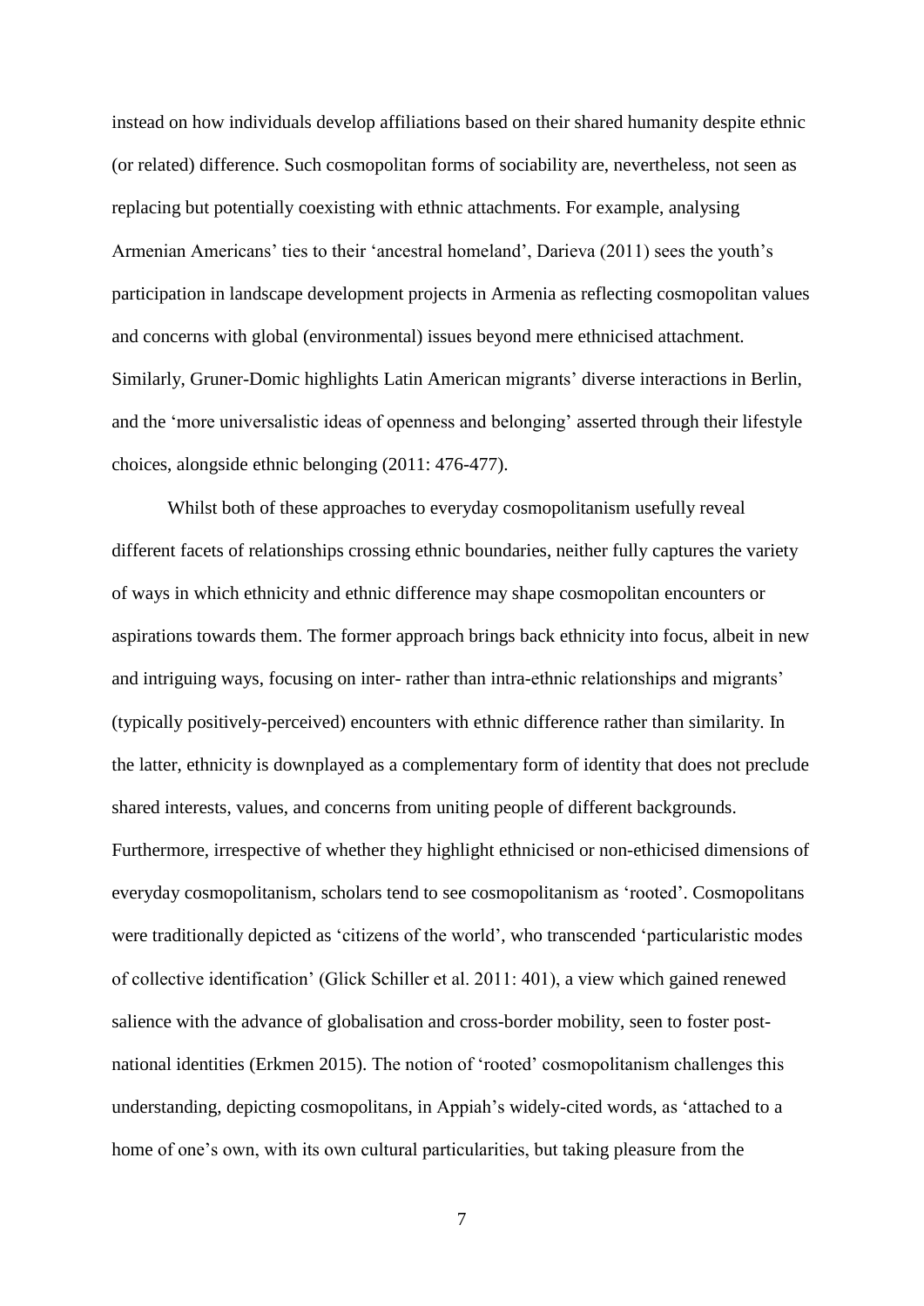instead on how individuals develop affiliations based on their shared humanity despite ethnic (or related) difference. Such cosmopolitan forms of sociability are, nevertheless, not seen as replacing but potentially coexisting with ethnic attachments. For example, analysing Armenian Americans' ties to their 'ancestral homeland', Darieva (2011) sees the youth's participation in landscape development projects in Armenia as reflecting cosmopolitan values and concerns with global (environmental) issues beyond mere ethnicised attachment. Similarly, Gruner-Domic highlights Latin American migrants' diverse interactions in Berlin, and the 'more universalistic ideas of openness and belonging' asserted through their lifestyle choices, alongside ethnic belonging (2011: 476-477).

Whilst both of these approaches to everyday cosmopolitanism usefully reveal different facets of relationships crossing ethnic boundaries, neither fully captures the variety of ways in which ethnicity and ethnic difference may shape cosmopolitan encounters or aspirations towards them. The former approach brings back ethnicity into focus, albeit in new and intriguing ways, focusing on inter- rather than intra-ethnic relationships and migrants' (typically positively-perceived) encounters with ethnic difference rather than similarity. In the latter, ethnicity is downplayed as a complementary form of identity that does not preclude shared interests, values, and concerns from uniting people of different backgrounds. Furthermore, irrespective of whether they highlight ethnicised or non-ethicised dimensions of everyday cosmopolitanism, scholars tend to see cosmopolitanism as 'rooted'. Cosmopolitans were traditionally depicted as 'citizens of the world', who transcended 'particularistic modes of collective identification' (Glick Schiller et al. 2011: 401), a view which gained renewed salience with the advance of globalisation and cross-border mobility, seen to foster post-national identities (Erkmen 2015). The notion of 'rooted' cosmopolitanism challenges this understanding, depicting cosmopolitans, in Appiah's widely-cited words, as 'attached to a home of one's own, with its own cultural particularities, but taking pleasure from the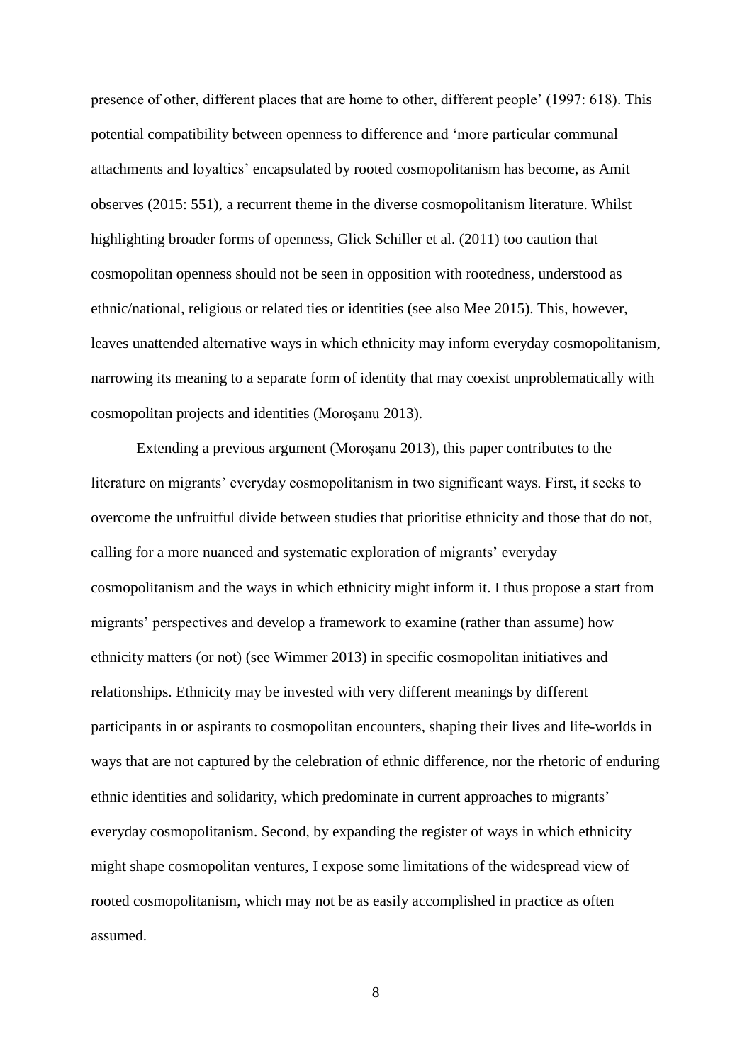presence of other, different places that are home to other, different people' (1997: 618). This potential compatibility between openness to difference and 'more particular communal attachments and loyalties' encapsulated by rooted cosmopolitanism has become, as Amit observes (2015: 551), a recurrent theme in the diverse cosmopolitanism literature. Whilst highlighting broader forms of openness, Glick Schiller et al. (2011) too caution that cosmopolitan openness should not be seen in opposition with rootedness, understood as ethnic/national, religious or related ties or identities (see also Mee 2015). This, however, leaves unattended alternative ways in which ethnicity may inform everyday cosmopolitanism, narrowing its meaning to a separate form of identity that may coexist unproblematically with cosmopolitan projects and identities (Moroşanu 2013).

Extending a previous argument (Moroşanu 2013), this paper contributes to the literature on migrants' everyday cosmopolitanism in two significant ways. First, it seeks to overcome the unfruitful divide between studies that prioritise ethnicity and those that do not, calling for a more nuanced and systematic exploration of migrants' everyday cosmopolitanism and the ways in which ethnicity might inform it. I thus propose a start from migrants' perspectives and develop a framework to examine (rather than assume) how ethnicity matters (or not) (see Wimmer 2013) in specific cosmopolitan initiatives and relationships. Ethnicity may be invested with very different meanings by different participants in or aspirants to cosmopolitan encounters, shaping their lives and life-worlds in ways that are not captured by the celebration of ethnic difference, nor the rhetoric of enduring ethnic identities and solidarity, which predominate in current approaches to migrants' everyday cosmopolitanism. Second, by expanding the register of ways in which ethnicity might shape cosmopolitan ventures, I expose some limitations of the widespread view of rooted cosmopolitanism, which may not be as easily accomplished in practice as often assumed.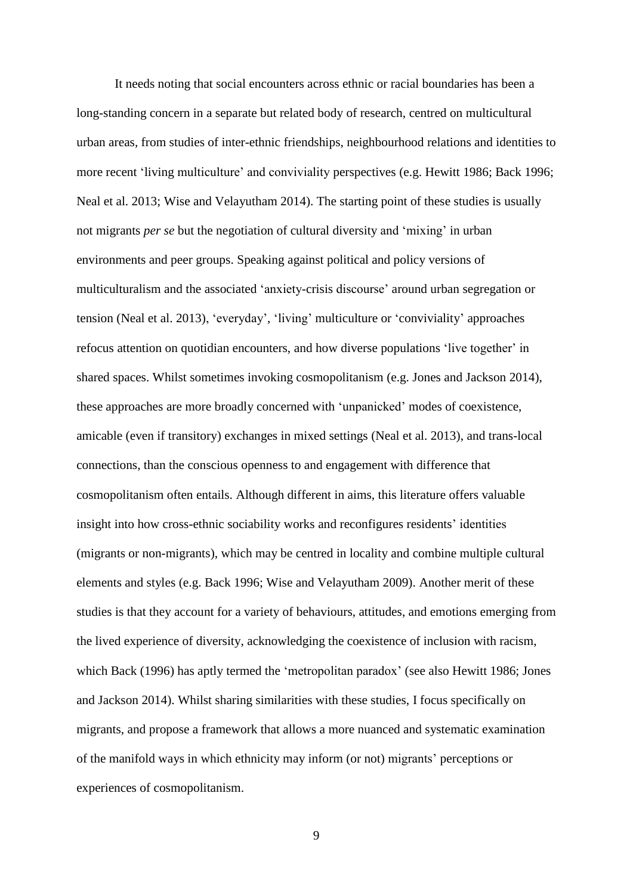It needs noting that social encounters across ethnic or racial boundaries has been a long-standing concern in a separate but related body of research, centred on multicultural urban areas, from studies of inter-ethnic friendships, neighbourhood relations and identities to more recent 'living multiculture' and conviviality perspectives (e.g. Hewitt 1986; Back 1996; Neal et al. 2013; Wise and Velayutham 2014). The starting point of these studies is usually not migrants *per se* but the negotiation of cultural diversity and 'mixing' in urban environments and peer groups. Speaking against political and policy versions of multiculturalism and the associated 'anxiety-crisis discourse' around urban segregation or tension (Neal et al. 2013), 'everyday', 'living' multiculture or 'conviviality' approaches refocus attention on quotidian encounters, and how diverse populations 'live together' in shared spaces. Whilst sometimes invoking cosmopolitanism (e.g. Jones and Jackson 2014), these approaches are more broadly concerned with 'unpanicked' modes of coexistence, amicable (even if transitory) exchanges in mixed settings (Neal et al. 2013), and trans-local connections, than the conscious openness to and engagement with difference that cosmopolitanism often entails. Although different in aims, this literature offers valuable insight into how cross-ethnic sociability works and reconfigures residents' identities (migrants or non-migrants), which may be centred in locality and combine multiple cultural elements and styles (e.g. Back 1996; Wise and Velayutham 2009). Another merit of these studies is that they account for a variety of behaviours, attitudes, and emotions emerging from the lived experience of diversity, acknowledging the coexistence of inclusion with racism, which Back (1996) has aptly termed the 'metropolitan paradox' (see also Hewitt 1986; Jones and Jackson 2014). Whilst sharing similarities with these studies, I focus specifically on migrants, and propose a framework that allows a more nuanced and systematic examination of the manifold ways in which ethnicity may inform (or not) migrants' perceptions or experiences of cosmopolitanism.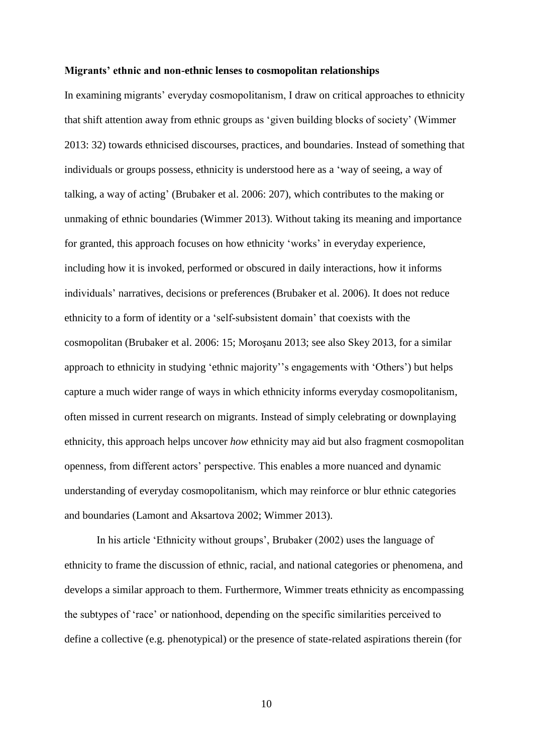**Migrants' ethnic and non-ethnic lenses to cosmopolitan relationships**

In examining migrants' everyday cosmopolitanism, I draw on critical approaches to ethnicity that shift attention away from ethnic groups as 'given building blocks of society' (Wimmer 2013: 32) towards ethnicised discourses, practices, and boundaries. Instead of something that individuals or groups possess, ethnicity is understood here as a 'way of seeing, a way of talking, a way of acting' (Brubaker et al. 2006: 207), which contributes to the making or unmaking of ethnic boundaries (Wimmer 2013). Without taking its meaning and importance for granted, this approach focuses on how ethnicity 'works' in everyday experience, including how it is invoked, performed or obscured in daily interactions, how it informs individuals' narratives, decisions or preferences (Brubaker et al. 2006). It does not reduce ethnicity to a form of identity or a 'self-subsistent domain' that coexists with the cosmopolitan (Brubaker et al. 2006: 15; Moroşanu 2013; see also Skey 2013, for a similar approach to ethnicity in studying 'ethnic majority''s engagements with 'Others') but helps capture a much wider range of ways in which ethnicity informs everyday cosmopolitanism, often missed in current research on migrants. Instead of simply celebrating or downplaying ethnicity, this approach helps uncover *how* ethnicity may aid but also fragment cosmopolitan openness, from different actors' perspective. This enables a more nuanced and dynamic understanding of everyday cosmopolitanism, which may reinforce or blur ethnic categories and boundaries (Lamont and Aksartova 2002; Wimmer 2013).

In his article 'Ethnicity without groups', Brubaker (2002) uses the language of ethnicity to frame the discussion of ethnic, racial, and national categories or phenomena, and develops a similar approach to them. Furthermore, Wimmer treats ethnicity as encompassing the subtypes of 'race' or nationhood, depending on the specific similarities perceived to define a collective (e.g. phenotypical) or the presence of state-related aspirations therein (for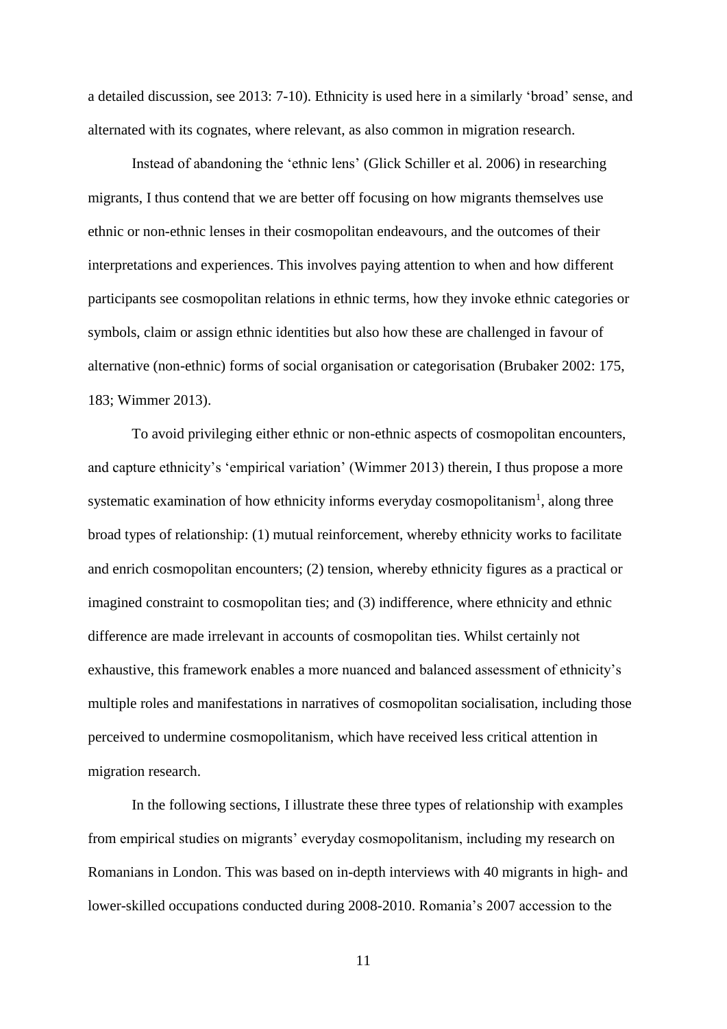a detailed discussion, see 2013: 7-10). Ethnicity is used here in a similarly 'broad' sense, and alternated with its cognates, where relevant, as also common in migration research.

Instead of abandoning the 'ethnic lens' (Glick Schiller et al. 2006) in researching migrants, I thus contend that we are better off focusing on how migrants themselves use ethnic or non-ethnic lenses in their cosmopolitan endeavours, and the outcomes of their interpretations and experiences. This involves paying attention to when and how different participants see cosmopolitan relations in ethnic terms, how they invoke ethnic categories or symbols, claim or assign ethnic identities but also how these are challenged in favour of alternative (non-ethnic) forms of social organisation or categorisation (Brubaker 2002: 175, 183; Wimmer 2013).

To avoid privileging either ethnic or non-ethnic aspects of cosmopolitan encounters, and capture ethnicity's 'empirical variation' (Wimmer 2013) therein, I thus propose a more systematic examination of how ethnicity informs everyday cosmopolitanism[1], along three broad types of relationship: (1) mutual reinforcement, whereby ethnicity works to facilitate and enrich cosmopolitan encounters; (2) tension, whereby ethnicity figures as a practical or imagined constraint to cosmopolitan ties; and (3) indifference, where ethnicity and ethnic difference are made irrelevant in accounts of cosmopolitan ties. Whilst certainly not exhaustive, this framework enables a more nuanced and balanced assessment of ethnicity's multiple roles and manifestations in narratives of cosmopolitan socialisation, including those perceived to undermine cosmopolitanism, which have received less critical attention in migration research.

In the following sections, I illustrate these three types of relationship with examples from empirical studies on migrants' everyday cosmopolitanism, including my research on Romanians in London. This was based on in-depth interviews with 40 migrants in high- and lower-skilled occupations conducted during 2008-2010. Romania's 2007 accession to the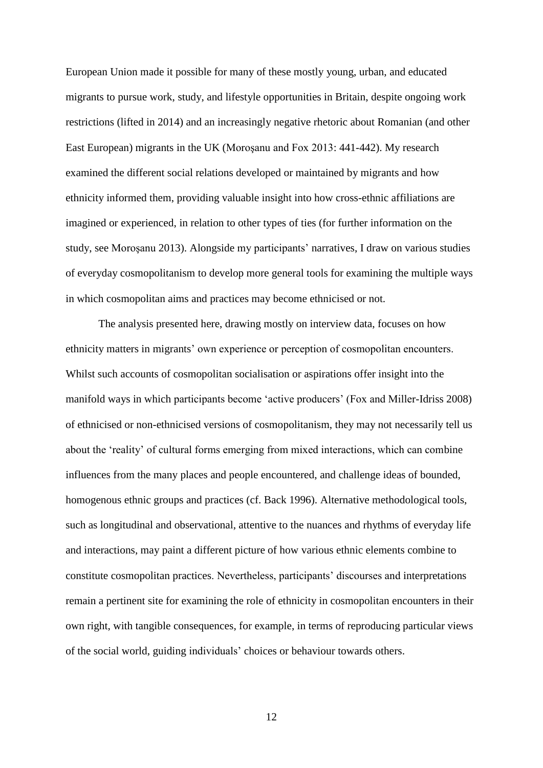European Union made it possible for many of these mostly young, urban, and educated migrants to pursue work, study, and lifestyle opportunities in Britain, despite ongoing work restrictions (lifted in 2014) and an increasingly negative rhetoric about Romanian (and other East European) migrants in the UK (Moroşanu and Fox 2013: 441-442). My research examined the different social relations developed or maintained by migrants and how ethnicity informed them, providing valuable insight into how cross-ethnic affiliations are imagined or experienced, in relation to other types of ties (for further information on the study, see Moroşanu 2013). Alongside my participants' narratives, I draw on various studies of everyday cosmopolitanism to develop more general tools for examining the multiple ways in which cosmopolitan aims and practices may become ethnicised or not.

The analysis presented here, drawing mostly on interview data, focuses on how ethnicity matters in migrants' own experience or perception of cosmopolitan encounters. Whilst such accounts of cosmopolitan socialisation or aspirations offer insight into the manifold ways in which participants become 'active producers' (Fox and Miller-Idriss 2008) of ethnicised or non-ethnicised versions of cosmopolitanism, they may not necessarily tell us about the 'reality' of cultural forms emerging from mixed interactions, which can combine influences from the many places and people encountered, and challenge ideas of bounded, homogenous ethnic groups and practices (cf. Back 1996). Alternative methodological tools, such as longitudinal and observational, attentive to the nuances and rhythms of everyday life and interactions, may paint a different picture of how various ethnic elements combine to constitute cosmopolitan practices. Nevertheless, participants' discourses and interpretations remain a pertinent site for examining the role of ethnicity in cosmopolitan encounters in their own right, with tangible consequences, for example, in terms of reproducing particular views of the social world, guiding individuals' choices or behaviour towards others.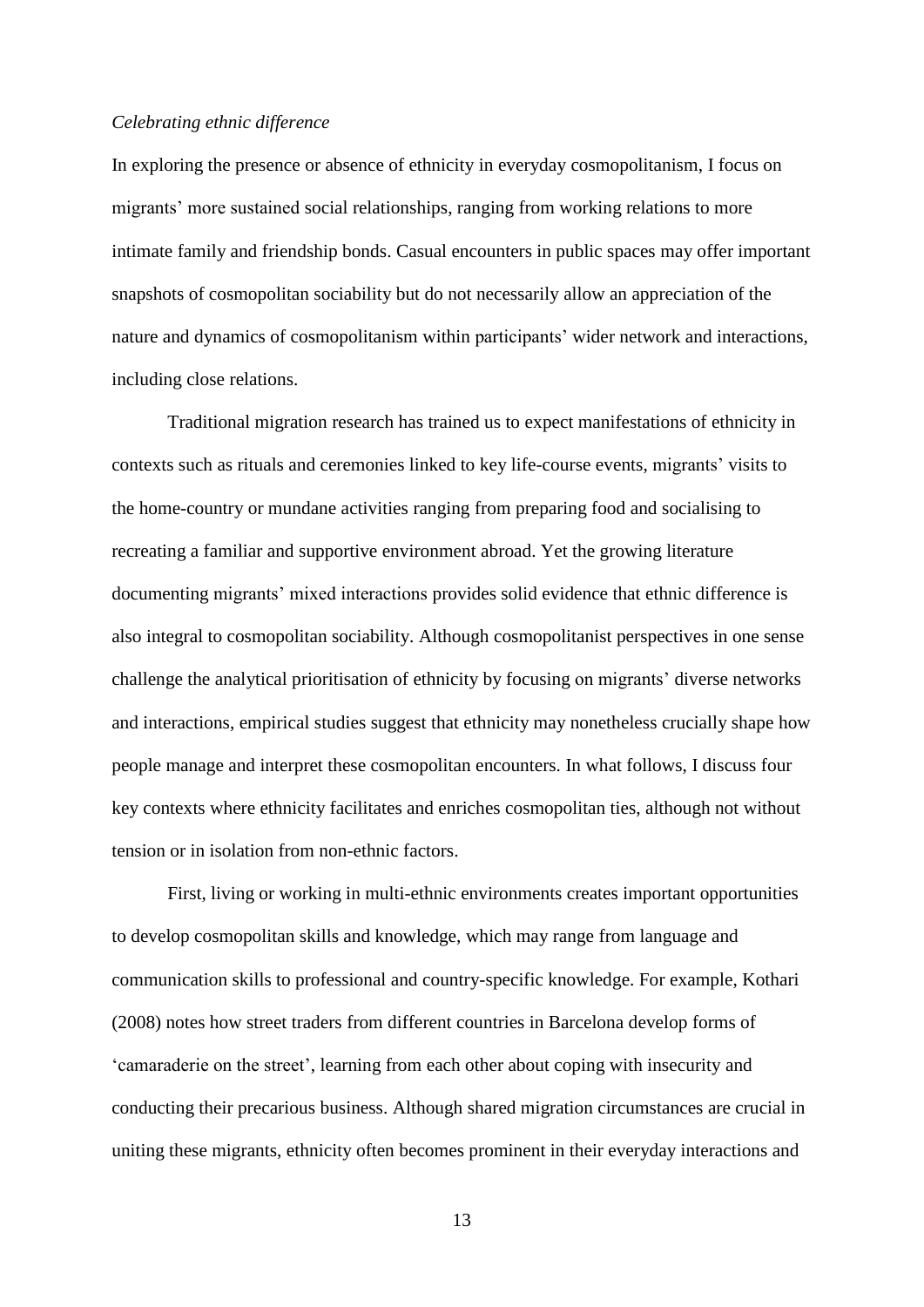*Celebrating ethnic difference*

In exploring the presence or absence of ethnicity in everyday cosmopolitanism, I focus on migrants' more sustained social relationships, ranging from working relations to more intimate family and friendship bonds. Casual encounters in public spaces may offer important snapshots of cosmopolitan sociability but do not necessarily allow an appreciation of the nature and dynamics of cosmopolitanism within participants' wider network and interactions, including close relations.

Traditional migration research has trained us to expect manifestations of ethnicity in contexts such as rituals and ceremonies linked to key life-course events, migrants' visits to the home-country or mundane activities ranging from preparing food and socialising to recreating a familiar and supportive environment abroad. Yet the growing literature documenting migrants' mixed interactions provides solid evidence that ethnic difference is also integral to cosmopolitan sociability. Although cosmopolitanist perspectives in one sense challenge the analytical prioritisation of ethnicity by focusing on migrants' diverse networks and interactions, empirical studies suggest that ethnicity may nonetheless crucially shape how people manage and interpret these cosmopolitan encounters. In what follows, I discuss four key contexts where ethnicity facilitates and enriches cosmopolitan ties, although not without tension or in isolation from non-ethnic factors.

First, living or working in multi-ethnic environments creates important opportunities to develop cosmopolitan skills and knowledge, which may range from language and communication skills to professional and country-specific knowledge. For example, Kothari (2008) notes how street traders from different countries in Barcelona develop forms of 'camaraderie on the street', learning from each other about coping with insecurity and conducting their precarious business. Although shared migration circumstances are crucial in uniting these migrants, ethnicity often becomes prominent in their everyday interactions and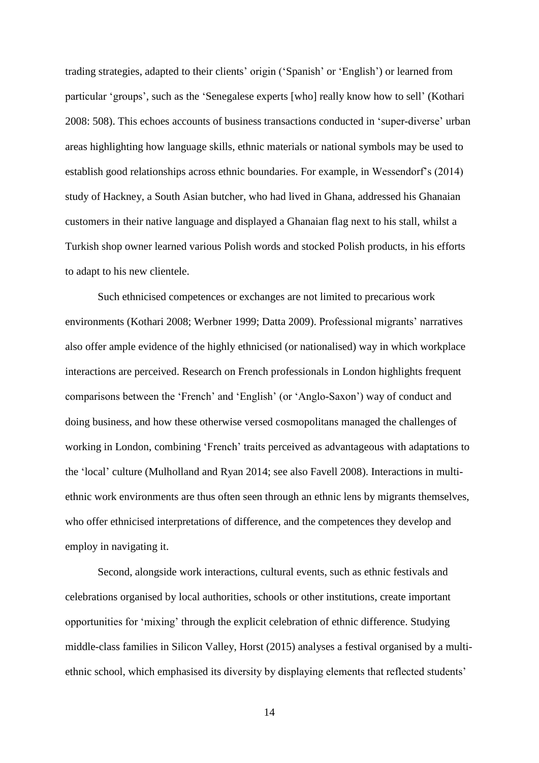trading strategies, adapted to their clients' origin ('Spanish' or 'English') or learned from particular 'groups', such as the 'Senegalese experts [who] really know how to sell' (Kothari 2008: 508). This echoes accounts of business transactions conducted in 'super-diverse' urban areas highlighting how language skills, ethnic materials or national symbols may be used to establish good relationships across ethnic boundaries. For example, in Wessendorf's (2014) study of Hackney, a South Asian butcher, who had lived in Ghana, addressed his Ghanaian customers in their native language and displayed a Ghanaian flag next to his stall, whilst a Turkish shop owner learned various Polish words and stocked Polish products, in his efforts to adapt to his new clientele.

Such ethnicised competences or exchanges are not limited to precarious work environments (Kothari 2008; Werbner 1999; Datta 2009). Professional migrants' narratives also offer ample evidence of the highly ethnicised (or nationalised) way in which workplace interactions are perceived. Research on French professionals in London highlights frequent comparisons between the 'French' and 'English' (or 'Anglo-Saxon') way of conduct and doing business, and how these otherwise versed cosmopolitans managed the challenges of working in London, combining 'French' traits perceived as advantageous with adaptations to the 'local' culture (Mulholland and Ryan 2014; see also Favell 2008). Interactions in multi-ethnic work environments are thus often seen through an ethnic lens by migrants themselves, who offer ethnicised interpretations of difference, and the competences they develop and employ in navigating it.

Second, alongside work interactions, cultural events, such as ethnic festivals and celebrations organised by local authorities, schools or other institutions, create important opportunities for 'mixing' through the explicit celebration of ethnic difference. Studying middle-class families in Silicon Valley, Horst (2015) analyses a festival organised by a multi-ethnic school, which emphasised its diversity by displaying elements that reflected students'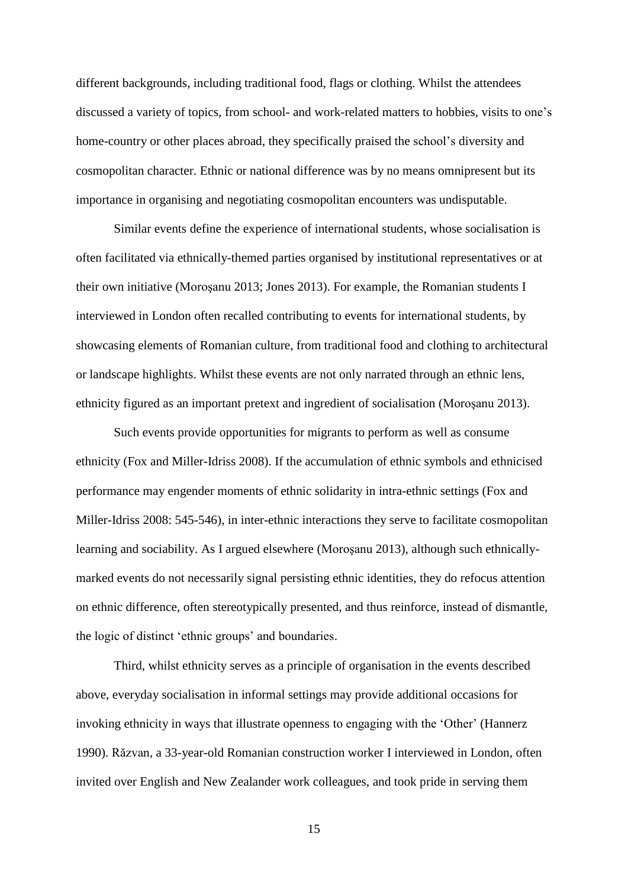different backgrounds, including traditional food, flags or clothing. Whilst the attendees discussed a variety of topics, from school- and work-related matters to hobbies, visits to one's home-country or other places abroad, they specifically praised the school's diversity and cosmopolitan character. Ethnic or national difference was by no means omnipresent but its importance in organising and negotiating cosmopolitan encounters was undisputable.

Similar events define the experience of international students, whose socialisation is often facilitated via ethnically-themed parties organised by institutional representatives or at their own initiative (Moroşanu 2013; Jones 2013). For example, the Romanian students I interviewed in London often recalled contributing to events for international students, by showcasing elements of Romanian culture, from traditional food and clothing to architectural or landscape highlights. Whilst these events are not only narrated through an ethnic lens, ethnicity figured as an important pretext and ingredient of socialisation (Moroşanu 2013).

Such events provide opportunities for migrants to perform as well as consume ethnicity (Fox and Miller-Idriss 2008). If the accumulation of ethnic symbols and ethnicised performance may engender moments of ethnic solidarity in intra-ethnic settings (Fox and Miller-Idriss 2008: 545-546), in inter-ethnic interactions they serve to facilitate cosmopolitan learning and sociability. As I argued elsewhere (Moroşanu 2013), although such ethnically-marked events do not necessarily signal persisting ethnic identities, they do refocus attention on ethnic difference, often stereotypically presented, and thus reinforce, instead of dismantle, the logic of distinct 'ethnic groups' and boundaries.

Third, whilst ethnicity serves as a principle of organisation in the events described above, everyday socialisation in informal settings may provide additional occasions for invoking ethnicity in ways that illustrate openness to engaging with the 'Other' (Hannerz 1990). Răzvan, a 33-year-old Romanian construction worker I interviewed in London, often invited over English and New Zealander work colleagues, and took pride in serving them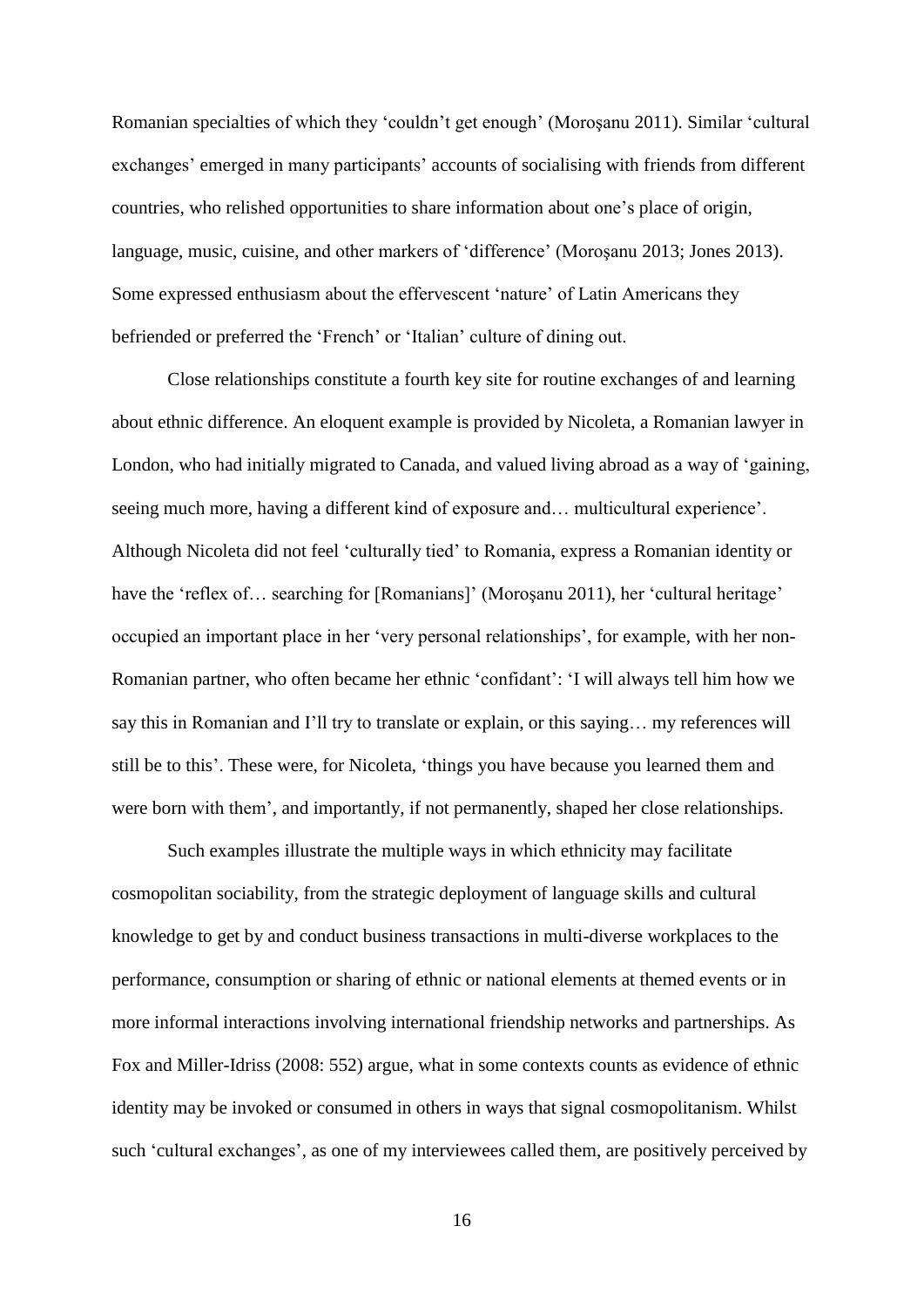Romanian specialties of which they 'couldn't get enough' (Moroşanu 2011). Similar 'cultural exchanges' emerged in many participants' accounts of socialising with friends from different countries, who relished opportunities to share information about one's place of origin, language, music, cuisine, and other markers of 'difference' (Moroşanu 2013; Jones 2013). Some expressed enthusiasm about the effervescent 'nature' of Latin Americans they befriended or preferred the 'French' or 'Italian' culture of dining out.

Close relationships constitute a fourth key site for routine exchanges of and learning about ethnic difference. An eloquent example is provided by Nicoleta, a Romanian lawyer in London, who had initially migrated to Canada, and valued living abroad as a way of 'gaining, seeing much more, having a different kind of exposure and… multicultural experience'. Although Nicoleta did not feel 'culturally tied' to Romania, express a Romanian identity or have the 'reflex of… searching for [Romanians]' (Moroşanu 2011), her 'cultural heritage' occupied an important place in her 'very personal relationships', for example, with her non-Romanian partner, who often became her ethnic 'confidant': 'I will always tell him how we say this in Romanian and I'll try to translate or explain, or this saying… my references will still be to this'. These were, for Nicoleta, 'things you have because you learned them and were born with them', and importantly, if not permanently, shaped her close relationships.

Such examples illustrate the multiple ways in which ethnicity may facilitate cosmopolitan sociability, from the strategic deployment of language skills and cultural knowledge to get by and conduct business transactions in multi-diverse workplaces to the performance, consumption or sharing of ethnic or national elements at themed events or in more informal interactions involving international friendship networks and partnerships. As Fox and Miller-Idriss (2008: 552) argue, what in some contexts counts as evidence of ethnic identity may be invoked or consumed in others in ways that signal cosmopolitanism. Whilst such 'cultural exchanges', as one of my interviewees called them, are positively perceived by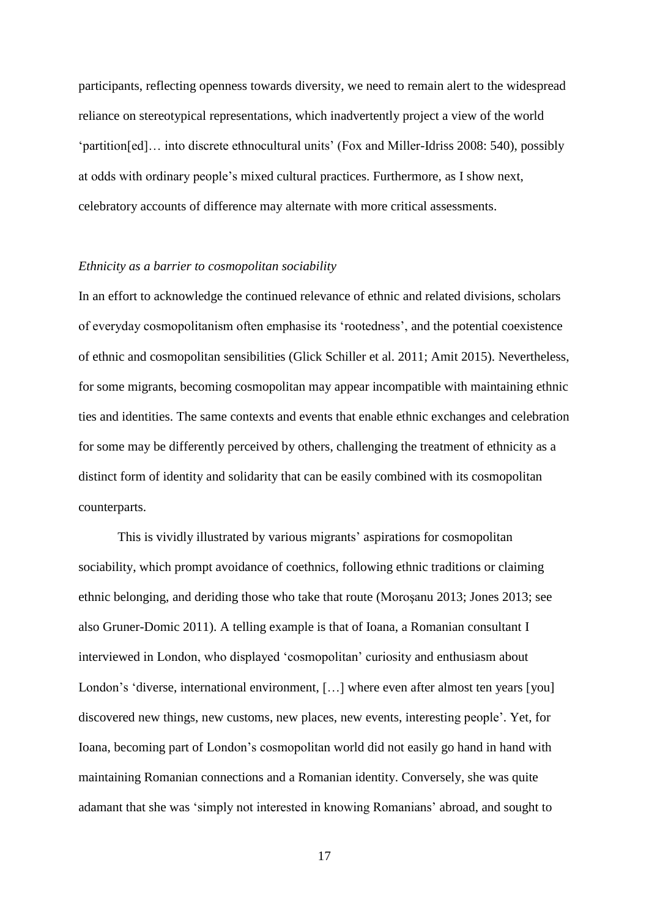participants, reflecting openness towards diversity, we need to remain alert to the widespread reliance on stereotypical representations, which inadvertently project a view of the world 'partition[ed]… into discrete ethnocultural units' (Fox and Miller-Idriss 2008: 540), possibly at odds with ordinary people's mixed cultural practices. Furthermore, as I show next, celebratory accounts of difference may alternate with more critical assessments.

*Ethnicity as a barrier to cosmopolitan sociability*

In an effort to acknowledge the continued relevance of ethnic and related divisions, scholars of everyday cosmopolitanism often emphasise its 'rootedness', and the potential coexistence of ethnic and cosmopolitan sensibilities (Glick Schiller et al. 2011; Amit 2015). Nevertheless, for some migrants, becoming cosmopolitan may appear incompatible with maintaining ethnic ties and identities. The same contexts and events that enable ethnic exchanges and celebration for some may be differently perceived by others, challenging the treatment of ethnicity as a distinct form of identity and solidarity that can be easily combined with its cosmopolitan counterparts.

This is vividly illustrated by various migrants' aspirations for cosmopolitan sociability, which prompt avoidance of coethnics, following ethnic traditions or claiming ethnic belonging, and deriding those who take that route (Moroşanu 2013; Jones 2013; see also Gruner-Domic 2011). A telling example is that of Ioana, a Romanian consultant I interviewed in London, who displayed 'cosmopolitan' curiosity and enthusiasm about London's 'diverse, international environment, […] where even after almost ten years [you] discovered new things, new customs, new places, new events, interesting people'. Yet, for Ioana, becoming part of London's cosmopolitan world did not easily go hand in hand with maintaining Romanian connections and a Romanian identity. Conversely, she was quite adamant that she was 'simply not interested in knowing Romanians' abroad, and sought to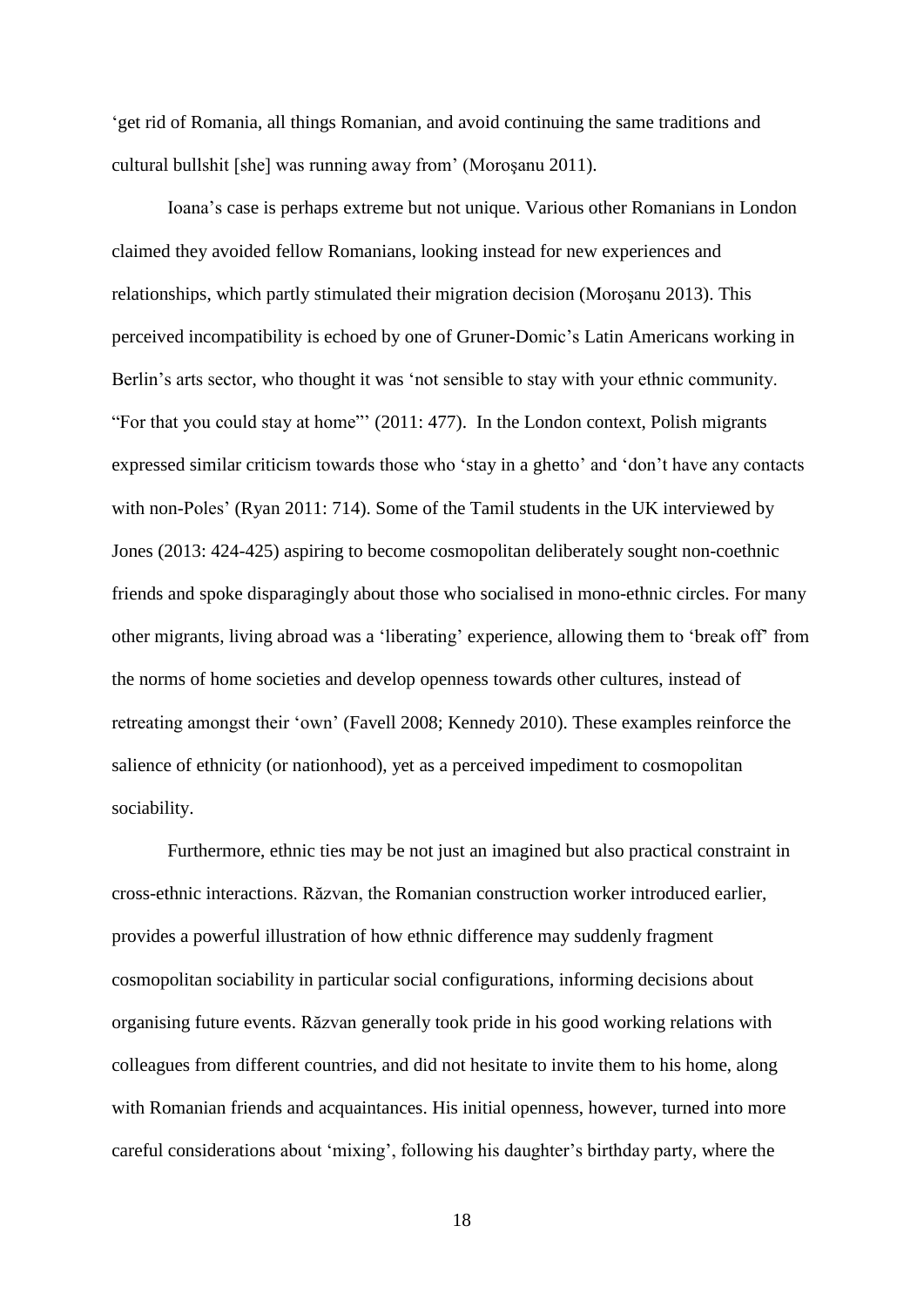'get rid of Romania, all things Romanian, and avoid continuing the same traditions and cultural bullshit [she] was running away from' (Moroşanu 2011).

Ioana's case is perhaps extreme but not unique. Various other Romanians in London claimed they avoided fellow Romanians, looking instead for new experiences and relationships, which partly stimulated their migration decision (Moroşanu 2013). This perceived incompatibility is echoed by one of Gruner-Domic's Latin Americans working in Berlin's arts sector, who thought it was 'not sensible to stay with your ethnic community. "For that you could stay at home"' (2011: 477). In the London context, Polish migrants expressed similar criticism towards those who 'stay in a ghetto' and 'don't have any contacts with non-Poles' (Ryan 2011: 714). Some of the Tamil students in the UK interviewed by Jones (2013: 424-425) aspiring to become cosmopolitan deliberately sought non-coethnic friends and spoke disparagingly about those who socialised in mono-ethnic circles. For many other migrants, living abroad was a 'liberating' experience, allowing them to 'break off' from the norms of home societies and develop openness towards other cultures, instead of retreating amongst their 'own' (Favell 2008; Kennedy 2010). These examples reinforce the salience of ethnicity (or nationhood), yet as a perceived impediment to cosmopolitan sociability.

Furthermore, ethnic ties may be not just an imagined but also practical constraint in cross-ethnic interactions. Răzvan, the Romanian construction worker introduced earlier, provides a powerful illustration of how ethnic difference may suddenly fragment cosmopolitan sociability in particular social configurations, informing decisions about organising future events. Răzvan generally took pride in his good working relations with colleagues from different countries, and did not hesitate to invite them to his home, along with Romanian friends and acquaintances. His initial openness, however, turned into more careful considerations about 'mixing', following his daughter's birthday party, where the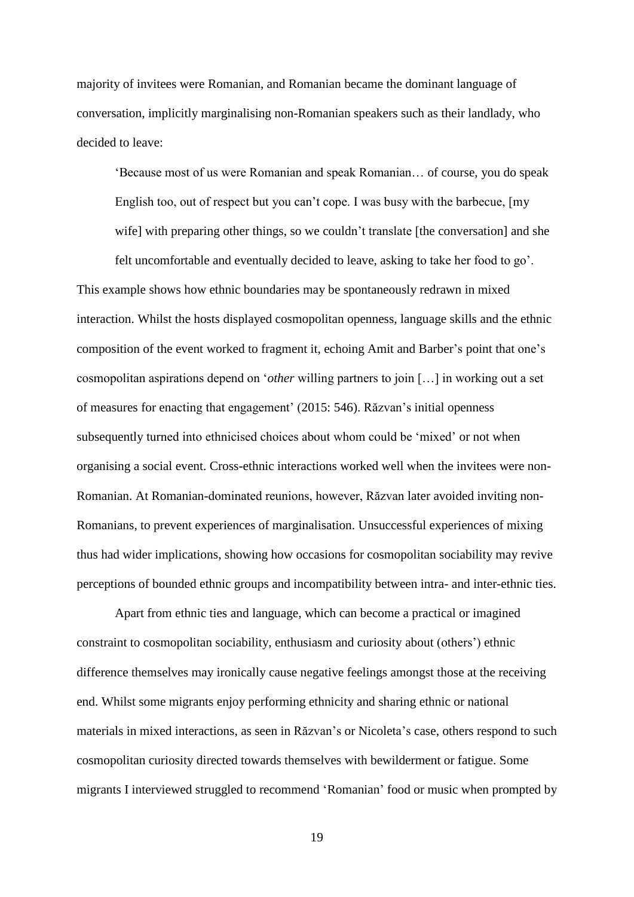majority of invitees were Romanian, and Romanian became the dominant language of conversation, implicitly marginalising non-Romanian speakers such as their landlady, who decided to leave:

> 'Because most of us were Romanian and speak Romanian… of course, you do speak English too, out of respect but you can't cope. I was busy with the barbecue, [my wife] with preparing other things, so we couldn't translate [the conversation] and she felt uncomfortable and eventually decided to leave, asking to take her food to go'.

This example shows how ethnic boundaries may be spontaneously redrawn in mixed interaction. Whilst the hosts displayed cosmopolitan openness, language skills and the ethnic composition of the event worked to fragment it, echoing Amit and Barber's point that one's cosmopolitan aspirations depend on '*other* willing partners to join […] in working out a set of measures for enacting that engagement' (2015: 546). Răzvan's initial openness subsequently turned into ethnicised choices about whom could be 'mixed' or not when organising a social event. Cross-ethnic interactions worked well when the invitees were non-Romanian. At Romanian-dominated reunions, however, Răzvan later avoided inviting non-Romanians, to prevent experiences of marginalisation. Unsuccessful experiences of mixing thus had wider implications, showing how occasions for cosmopolitan sociability may revive perceptions of bounded ethnic groups and incompatibility between intra- and inter-ethnic ties.

Apart from ethnic ties and language, which can become a practical or imagined constraint to cosmopolitan sociability, enthusiasm and curiosity about (others') ethnic difference themselves may ironically cause negative feelings amongst those at the receiving end. Whilst some migrants enjoy performing ethnicity and sharing ethnic or national materials in mixed interactions, as seen in Răzvan's or Nicoleta's case, others respond to such cosmopolitan curiosity directed towards themselves with bewilderment or fatigue. Some migrants I interviewed struggled to recommend 'Romanian' food or music when prompted by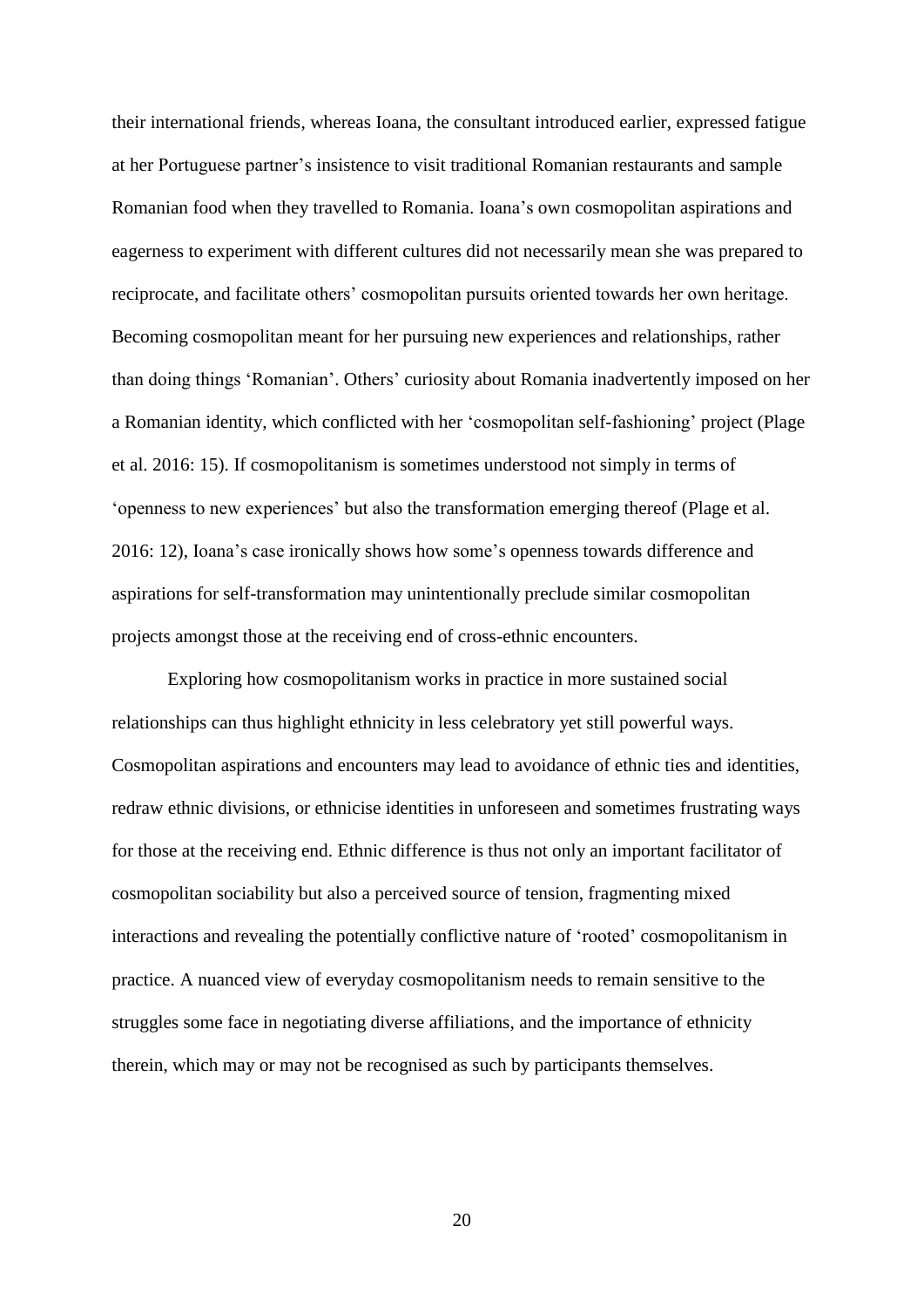their international friends, whereas Ioana, the consultant introduced earlier, expressed fatigue at her Portuguese partner's insistence to visit traditional Romanian restaurants and sample Romanian food when they travelled to Romania. Ioana's own cosmopolitan aspirations and eagerness to experiment with different cultures did not necessarily mean she was prepared to reciprocate, and facilitate others' cosmopolitan pursuits oriented towards her own heritage. Becoming cosmopolitan meant for her pursuing new experiences and relationships, rather than doing things 'Romanian'. Others' curiosity about Romania inadvertently imposed on her a Romanian identity, which conflicted with her 'cosmopolitan self-fashioning' project (Plage et al. 2016: 15). If cosmopolitanism is sometimes understood not simply in terms of 'openness to new experiences' but also the transformation emerging thereof (Plage et al. 2016: 12), Ioana's case ironically shows how some's openness towards difference and aspirations for self-transformation may unintentionally preclude similar cosmopolitan projects amongst those at the receiving end of cross-ethnic encounters.

Exploring how cosmopolitanism works in practice in more sustained social relationships can thus highlight ethnicity in less celebratory yet still powerful ways. Cosmopolitan aspirations and encounters may lead to avoidance of ethnic ties and identities, redraw ethnic divisions, or ethnicise identities in unforeseen and sometimes frustrating ways for those at the receiving end. Ethnic difference is thus not only an important facilitator of cosmopolitan sociability but also a perceived source of tension, fragmenting mixed interactions and revealing the potentially conflictive nature of 'rooted' cosmopolitanism in practice. A nuanced view of everyday cosmopolitanism needs to remain sensitive to the struggles some face in negotiating diverse affiliations, and the importance of ethnicity therein, which may or may not be recognised as such by participants themselves.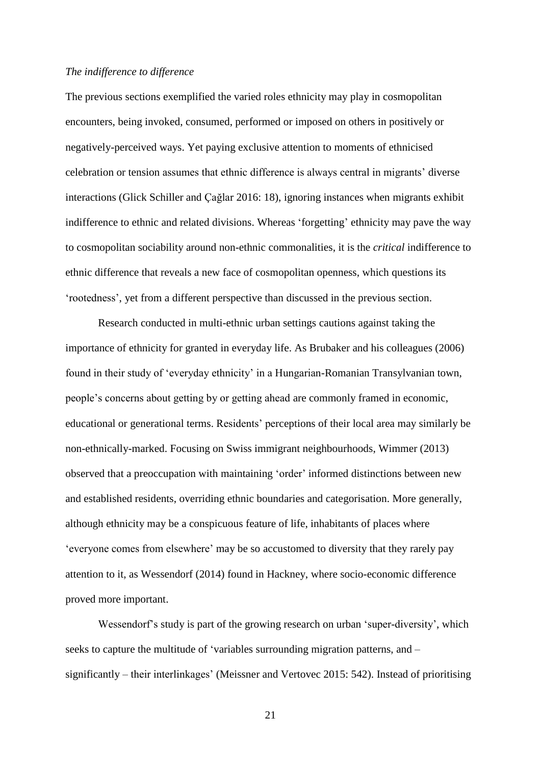*The indifference to difference*

The previous sections exemplified the varied roles ethnicity may play in cosmopolitan encounters, being invoked, consumed, performed or imposed on others in positively or negatively-perceived ways. Yet paying exclusive attention to moments of ethnicised celebration or tension assumes that ethnic difference is always central in migrants' diverse interactions (Glick Schiller and Çağlar 2016: 18), ignoring instances when migrants exhibit indifference to ethnic and related divisions. Whereas 'forgetting' ethnicity may pave the way to cosmopolitan sociability around non-ethnic commonalities, it is the *critical* indifference to ethnic difference that reveals a new face of cosmopolitan openness, which questions its 'rootedness', yet from a different perspective than discussed in the previous section.

Research conducted in multi-ethnic urban settings cautions against taking the importance of ethnicity for granted in everyday life. As Brubaker and his colleagues (2006) found in their study of 'everyday ethnicity' in a Hungarian-Romanian Transylvanian town, people's concerns about getting by or getting ahead are commonly framed in economic, educational or generational terms. Residents' perceptions of their local area may similarly be non-ethnically-marked. Focusing on Swiss immigrant neighbourhoods, Wimmer (2013) observed that a preoccupation with maintaining 'order' informed distinctions between new and established residents, overriding ethnic boundaries and categorisation. More generally, although ethnicity may be a conspicuous feature of life, inhabitants of places where 'everyone comes from elsewhere' may be so accustomed to diversity that they rarely pay attention to it, as Wessendorf (2014) found in Hackney, where socio-economic difference proved more important.

Wessendorf's study is part of the growing research on urban 'super-diversity', which seeks to capture the multitude of 'variables surrounding migration patterns, and – significantly – their interlinkages' (Meissner and Vertovec 2015: 542). Instead of prioritising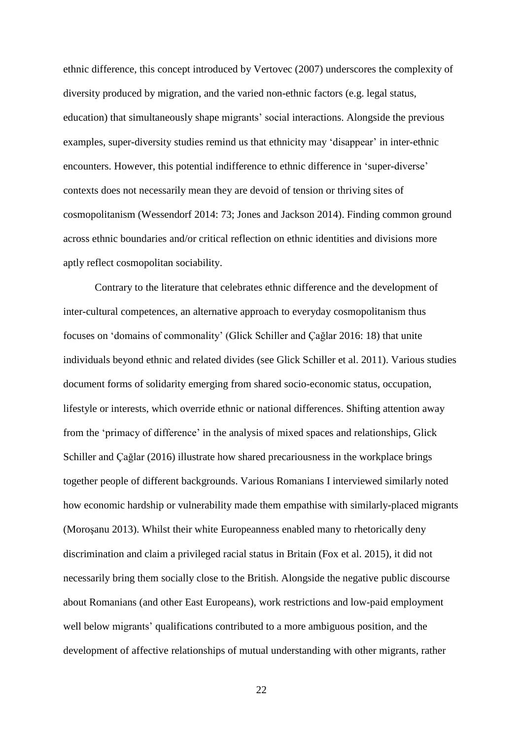ethnic difference, this concept introduced by Vertovec (2007) underscores the complexity of diversity produced by migration, and the varied non-ethnic factors (e.g. legal status, education) that simultaneously shape migrants' social interactions. Alongside the previous examples, super-diversity studies remind us that ethnicity may 'disappear' in inter-ethnic encounters. However, this potential indifference to ethnic difference in 'super-diverse' contexts does not necessarily mean they are devoid of tension or thriving sites of cosmopolitanism (Wessendorf 2014: 73; Jones and Jackson 2014). Finding common ground across ethnic boundaries and/or critical reflection on ethnic identities and divisions more aptly reflect cosmopolitan sociability.

Contrary to the literature that celebrates ethnic difference and the development of inter-cultural competences, an alternative approach to everyday cosmopolitanism thus focuses on 'domains of commonality' (Glick Schiller and Çağlar 2016: 18) that unite individuals beyond ethnic and related divides (see Glick Schiller et al. 2011). Various studies document forms of solidarity emerging from shared socio-economic status, occupation, lifestyle or interests, which override ethnic or national differences. Shifting attention away from the 'primacy of difference' in the analysis of mixed spaces and relationships, Glick Schiller and Çağlar (2016) illustrate how shared precariousness in the workplace brings together people of different backgrounds. Various Romanians I interviewed similarly noted how economic hardship or vulnerability made them empathise with similarly-placed migrants (Moroşanu 2013). Whilst their white Europeanness enabled many to rhetorically deny discrimination and claim a privileged racial status in Britain (Fox et al. 2015), it did not necessarily bring them socially close to the British. Alongside the negative public discourse about Romanians (and other East Europeans), work restrictions and low-paid employment well below migrants' qualifications contributed to a more ambiguous position, and the development of affective relationships of mutual understanding with other migrants, rather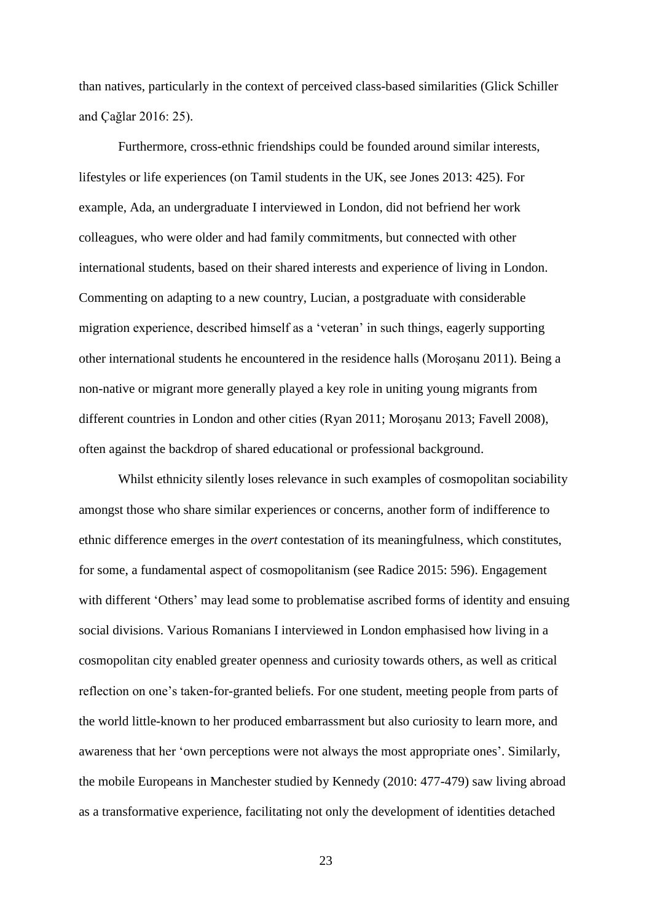than natives, particularly in the context of perceived class-based similarities (Glick Schiller and Çağlar 2016: 25).

Furthermore, cross-ethnic friendships could be founded around similar interests, lifestyles or life experiences (on Tamil students in the UK, see Jones 2013: 425). For example, Ada, an undergraduate I interviewed in London, did not befriend her work colleagues, who were older and had family commitments, but connected with other international students, based on their shared interests and experience of living in London. Commenting on adapting to a new country, Lucian, a postgraduate with considerable migration experience, described himself as a 'veteran' in such things, eagerly supporting other international students he encountered in the residence halls (Moroşanu 2011). Being a non-native or migrant more generally played a key role in uniting young migrants from different countries in London and other cities (Ryan 2011; Moroşanu 2013; Favell 2008), often against the backdrop of shared educational or professional background.

Whilst ethnicity silently loses relevance in such examples of cosmopolitan sociability amongst those who share similar experiences or concerns, another form of indifference to ethnic difference emerges in the *overt* contestation of its meaningfulness, which constitutes, for some, a fundamental aspect of cosmopolitanism (see Radice 2015: 596). Engagement with different 'Others' may lead some to problematise ascribed forms of identity and ensuing social divisions. Various Romanians I interviewed in London emphasised how living in a cosmopolitan city enabled greater openness and curiosity towards others, as well as critical reflection on one's taken-for-granted beliefs. For one student, meeting people from parts of the world little-known to her produced embarrassment but also curiosity to learn more, and awareness that her 'own perceptions were not always the most appropriate ones'. Similarly, the mobile Europeans in Manchester studied by Kennedy (2010: 477-479) saw living abroad as a transformative experience, facilitating not only the development of identities detached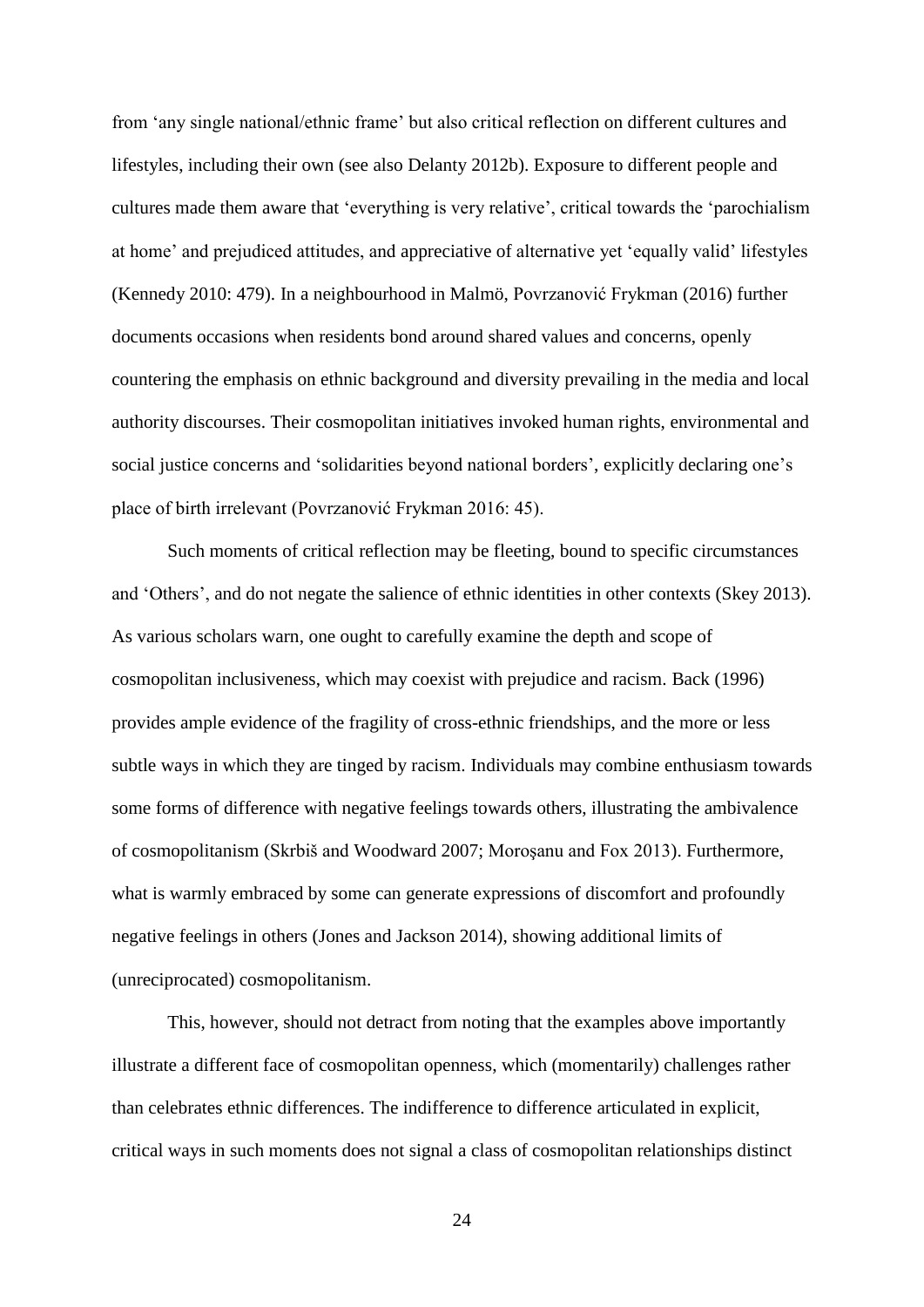from 'any single national/ethnic frame' but also critical reflection on different cultures and lifestyles, including their own (see also Delanty 2012b). Exposure to different people and cultures made them aware that 'everything is very relative', critical towards the 'parochialism at home' and prejudiced attitudes, and appreciative of alternative yet 'equally valid' lifestyles (Kennedy 2010: 479). In a neighbourhood in Malmö, Povrzanović Frykman (2016) further documents occasions when residents bond around shared values and concerns, openly countering the emphasis on ethnic background and diversity prevailing in the media and local authority discourses. Their cosmopolitan initiatives invoked human rights, environmental and social justice concerns and 'solidarities beyond national borders', explicitly declaring one's place of birth irrelevant (Povrzanović Frykman 2016: 45).

Such moments of critical reflection may be fleeting, bound to specific circumstances and 'Others', and do not negate the salience of ethnic identities in other contexts (Skey 2013). As various scholars warn, one ought to carefully examine the depth and scope of cosmopolitan inclusiveness, which may coexist with prejudice and racism. Back (1996) provides ample evidence of the fragility of cross-ethnic friendships, and the more or less subtle ways in which they are tinged by racism. Individuals may combine enthusiasm towards some forms of difference with negative feelings towards others, illustrating the ambivalence of cosmopolitanism (Skrbiš and Woodward 2007; Moroşanu and Fox 2013). Furthermore, what is warmly embraced by some can generate expressions of discomfort and profoundly negative feelings in others (Jones and Jackson 2014), showing additional limits of (unreciprocated) cosmopolitanism.

This, however, should not detract from noting that the examples above importantly illustrate a different face of cosmopolitan openness, which (momentarily) challenges rather than celebrates ethnic differences. The indifference to difference articulated in explicit, critical ways in such moments does not signal a class of cosmopolitan relationships distinct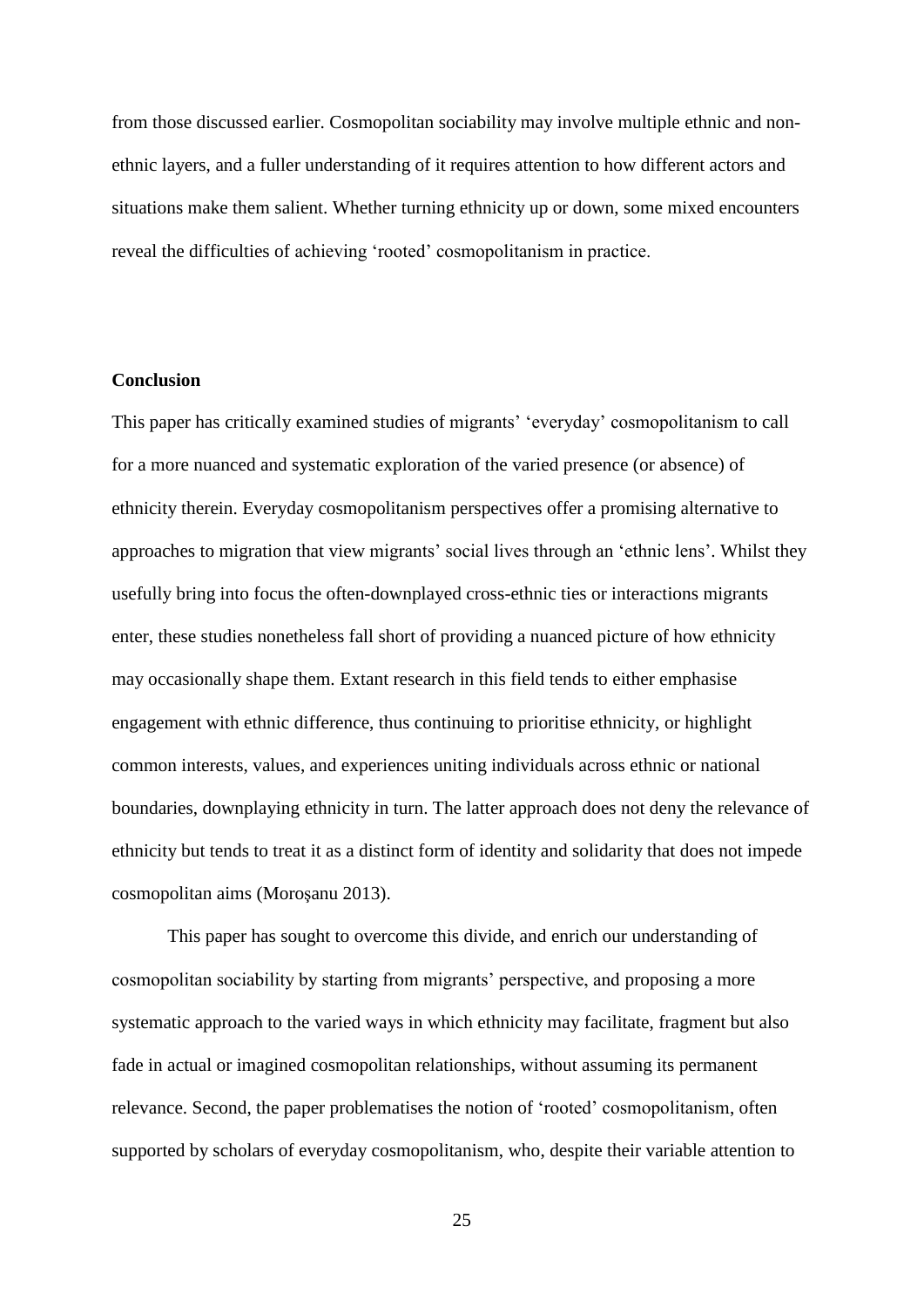from those discussed earlier. Cosmopolitan sociability may involve multiple ethnic and non-ethnic layers, and a fuller understanding of it requires attention to how different actors and situations make them salient. Whether turning ethnicity up or down, some mixed encounters reveal the difficulties of achieving 'rooted' cosmopolitanism in practice.

**Conclusion**

This paper has critically examined studies of migrants' 'everyday' cosmopolitanism to call for a more nuanced and systematic exploration of the varied presence (or absence) of ethnicity therein. Everyday cosmopolitanism perspectives offer a promising alternative to approaches to migration that view migrants' social lives through an 'ethnic lens'. Whilst they usefully bring into focus the often-downplayed cross-ethnic ties or interactions migrants enter, these studies nonetheless fall short of providing a nuanced picture of how ethnicity may occasionally shape them. Extant research in this field tends to either emphasise engagement with ethnic difference, thus continuing to prioritise ethnicity, or highlight common interests, values, and experiences uniting individuals across ethnic or national boundaries, downplaying ethnicity in turn. The latter approach does not deny the relevance of ethnicity but tends to treat it as a distinct form of identity and solidarity that does not impede cosmopolitan aims (Moroşanu 2013).

This paper has sought to overcome this divide, and enrich our understanding of cosmopolitan sociability by starting from migrants' perspective, and proposing a more systematic approach to the varied ways in which ethnicity may facilitate, fragment but also fade in actual or imagined cosmopolitan relationships, without assuming its permanent relevance. Second, the paper problematises the notion of 'rooted' cosmopolitanism, often supported by scholars of everyday cosmopolitanism, who, despite their variable attention to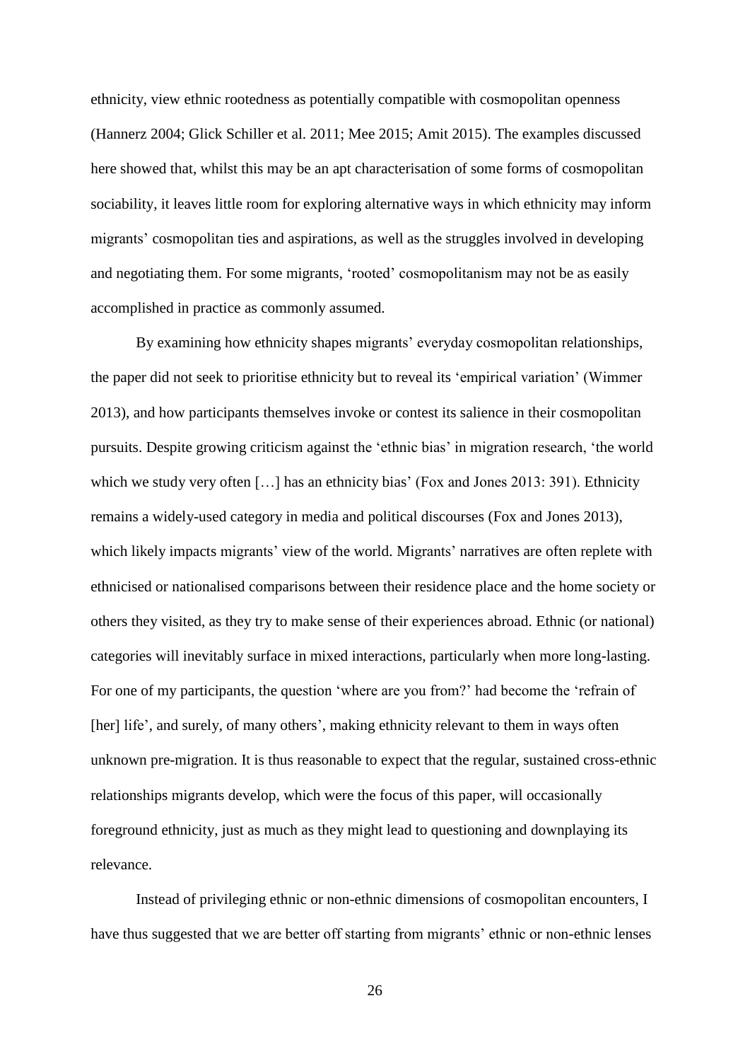ethnicity, view ethnic rootedness as potentially compatible with cosmopolitan openness (Hannerz 2004; Glick Schiller et al. 2011; Mee 2015; Amit 2015). The examples discussed here showed that, whilst this may be an apt characterisation of some forms of cosmopolitan sociability, it leaves little room for exploring alternative ways in which ethnicity may inform migrants' cosmopolitan ties and aspirations, as well as the struggles involved in developing and negotiating them. For some migrants, 'rooted' cosmopolitanism may not be as easily accomplished in practice as commonly assumed.

By examining how ethnicity shapes migrants' everyday cosmopolitan relationships, the paper did not seek to prioritise ethnicity but to reveal its 'empirical variation' (Wimmer 2013), and how participants themselves invoke or contest its salience in their cosmopolitan pursuits. Despite growing criticism against the 'ethnic bias' in migration research, 'the world which we study very often […] has an ethnicity bias' (Fox and Jones 2013: 391). Ethnicity remains a widely-used category in media and political discourses (Fox and Jones 2013), which likely impacts migrants' view of the world. Migrants' narratives are often replete with ethnicised or nationalised comparisons between their residence place and the home society or others they visited, as they try to make sense of their experiences abroad. Ethnic (or national) categories will inevitably surface in mixed interactions, particularly when more long-lasting. For one of my participants, the question 'where are you from?' had become the 'refrain of [her] life', and surely, of many others', making ethnicity relevant to them in ways often unknown pre-migration. It is thus reasonable to expect that the regular, sustained cross-ethnic relationships migrants develop, which were the focus of this paper, will occasionally foreground ethnicity, just as much as they might lead to questioning and downplaying its relevance.

Instead of privileging ethnic or non-ethnic dimensions of cosmopolitan encounters, I have thus suggested that we are better off starting from migrants' ethnic or non-ethnic lenses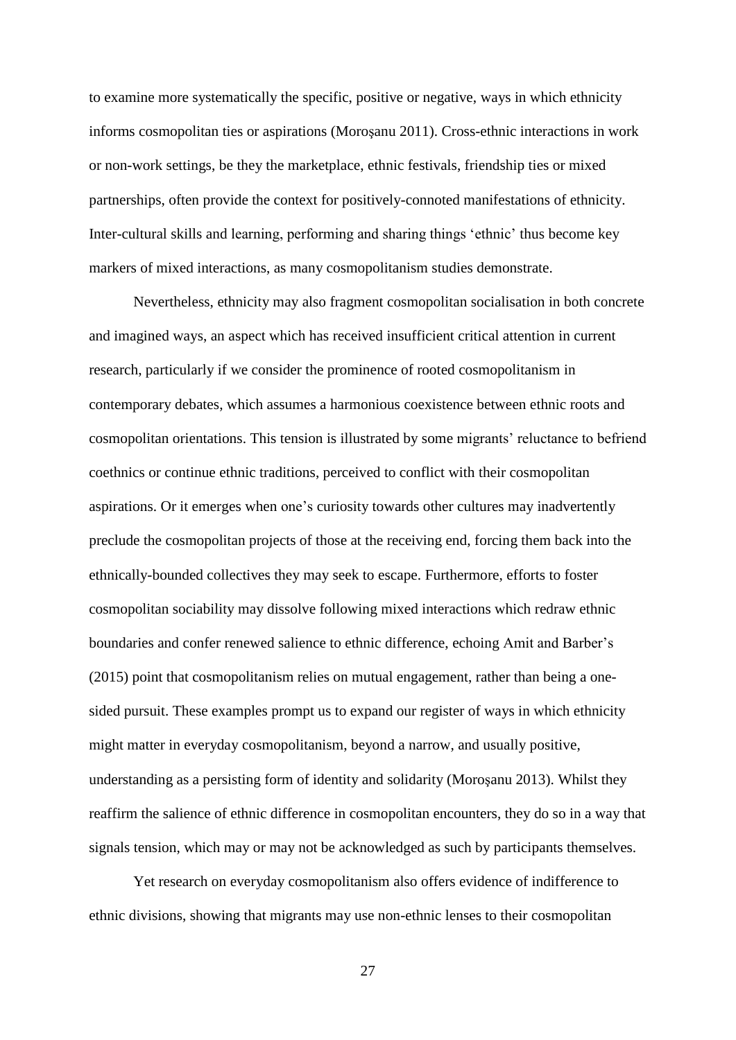to examine more systematically the specific, positive or negative, ways in which ethnicity informs cosmopolitan ties or aspirations (Moroşanu 2011). Cross-ethnic interactions in work or non-work settings, be they the marketplace, ethnic festivals, friendship ties or mixed partnerships, often provide the context for positively-connoted manifestations of ethnicity. Inter-cultural skills and learning, performing and sharing things 'ethnic' thus become key markers of mixed interactions, as many cosmopolitanism studies demonstrate.

Nevertheless, ethnicity may also fragment cosmopolitan socialisation in both concrete and imagined ways, an aspect which has received insufficient critical attention in current research, particularly if we consider the prominence of rooted cosmopolitanism in contemporary debates, which assumes a harmonious coexistence between ethnic roots and cosmopolitan orientations. This tension is illustrated by some migrants' reluctance to befriend coethnics or continue ethnic traditions, perceived to conflict with their cosmopolitan aspirations. Or it emerges when one's curiosity towards other cultures may inadvertently preclude the cosmopolitan projects of those at the receiving end, forcing them back into the ethnically-bounded collectives they may seek to escape. Furthermore, efforts to foster cosmopolitan sociability may dissolve following mixed interactions which redraw ethnic boundaries and confer renewed salience to ethnic difference, echoing Amit and Barber's (2015) point that cosmopolitanism relies on mutual engagement, rather than being a one-sided pursuit. These examples prompt us to expand our register of ways in which ethnicity might matter in everyday cosmopolitanism, beyond a narrow, and usually positive, understanding as a persisting form of identity and solidarity (Moroşanu 2013). Whilst they reaffirm the salience of ethnic difference in cosmopolitan encounters, they do so in a way that signals tension, which may or may not be acknowledged as such by participants themselves.

Yet research on everyday cosmopolitanism also offers evidence of indifference to ethnic divisions, showing that migrants may use non-ethnic lenses to their cosmopolitan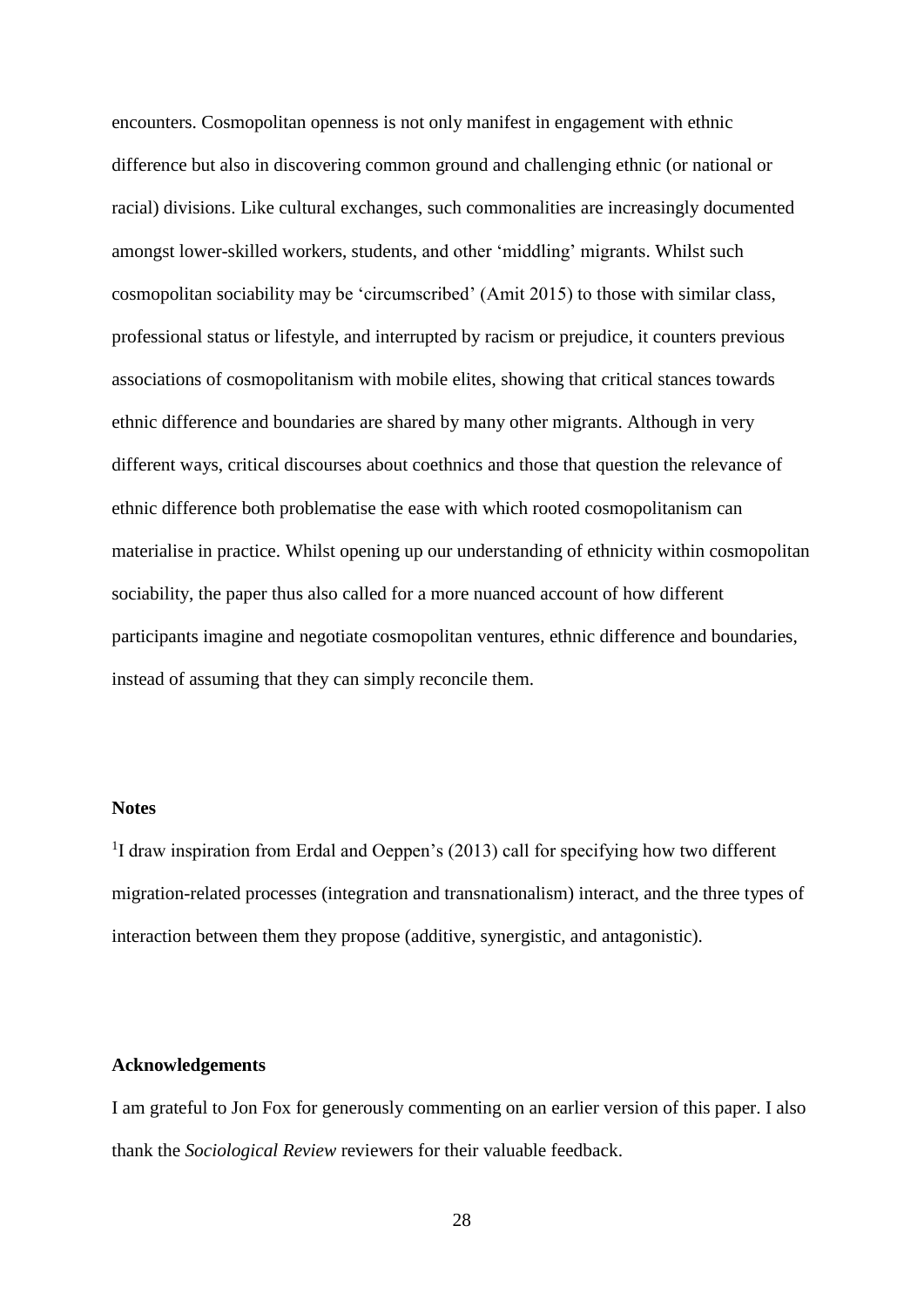encounters. Cosmopolitan openness is not only manifest in engagement with ethnic difference but also in discovering common ground and challenging ethnic (or national or racial) divisions. Like cultural exchanges, such commonalities are increasingly documented amongst lower-skilled workers, students, and other 'middling' migrants. Whilst such cosmopolitan sociability may be 'circumscribed' (Amit 2015) to those with similar class, professional status or lifestyle, and interrupted by racism or prejudice, it counters previous associations of cosmopolitanism with mobile elites, showing that critical stances towards ethnic difference and boundaries are shared by many other migrants. Although in very different ways, critical discourses about coethnics and those that question the relevance of ethnic difference both problematise the ease with which rooted cosmopolitanism can materialise in practice. Whilst opening up our understanding of ethnicity within cosmopolitan sociability, the paper thus also called for a more nuanced account of how different participants imagine and negotiate cosmopolitan ventures, ethnic difference and boundaries, instead of assuming that they can simply reconcile them.

**Notes**

[1]I draw inspiration from Erdal and Oeppen's (2013) call for specifying how two different migration-related processes (integration and transnationalism) interact, and the three types of interaction between them they propose (additive, synergistic, and antagonistic).

**Acknowledgements**

I am grateful to Jon Fox for generously commenting on an earlier version of this paper. I also thank the *Sociological Review* reviewers for their valuable feedback.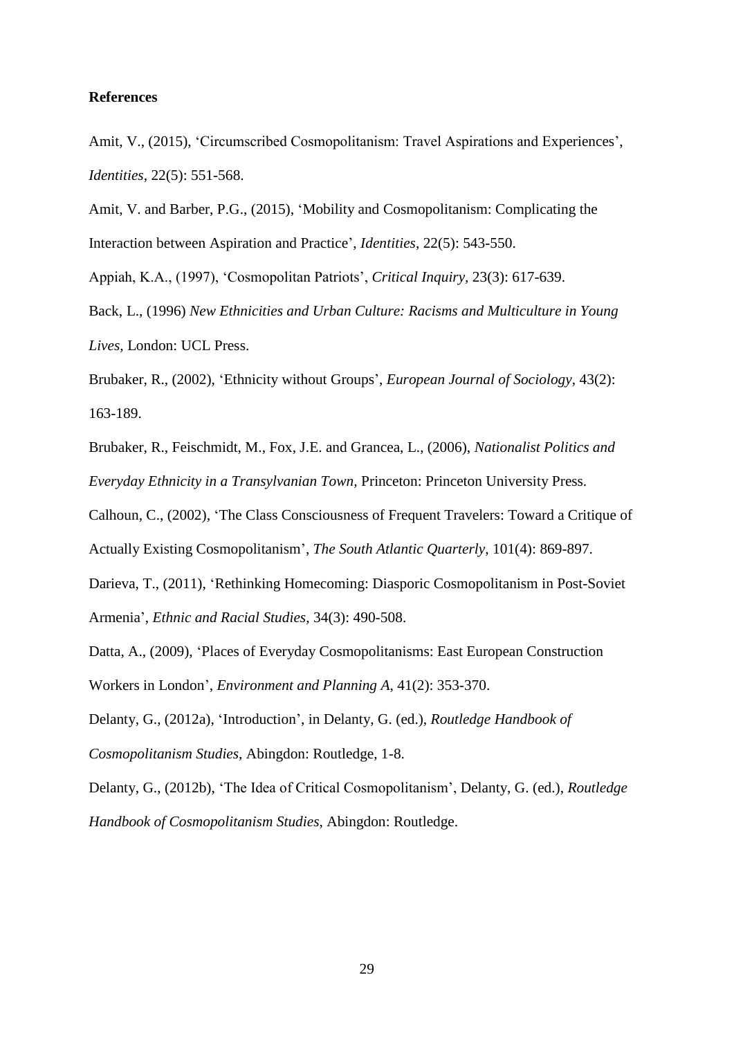**References**

Amit, V., (2015), 'Circumscribed Cosmopolitanism: Travel Aspirations and Experiences', *Identities*, 22(5): 551-568.

Amit, V. and Barber, P.G., (2015), 'Mobility and Cosmopolitanism: Complicating the Interaction between Aspiration and Practice', *Identities*, 22(5): 543-550.

Appiah, K.A., (1997), 'Cosmopolitan Patriots', *Critical Inquiry*, 23(3): 617-639.

Back, L., (1996) *New Ethnicities and Urban Culture: Racisms and Multiculture in Young Lives*, London: UCL Press.

Brubaker, R., (2002), 'Ethnicity without Groups', *European Journal of Sociology*, 43(2): 163-189.

Brubaker, R., Feischmidt, M., Fox, J.E. and Grancea, L., (2006), *Nationalist Politics and Everyday Ethnicity in a Transylvanian Town*, Princeton: Princeton University Press.

Calhoun, C., (2002), 'The Class Consciousness of Frequent Travelers: Toward a Critique of Actually Existing Cosmopolitanism', *The South Atlantic Quarterly*, 101(4): 869-897.

Darieva, T., (2011), 'Rethinking Homecoming: Diasporic Cosmopolitanism in Post-Soviet Armenia', *Ethnic and Racial Studies*, 34(3): 490-508.

Datta, A., (2009), 'Places of Everyday Cosmopolitanisms: East European Construction Workers in London', *Environment and Planning A*, 41(2): 353-370.

Delanty, G., (2012a), 'Introduction', in Delanty, G. (ed.), *Routledge Handbook of Cosmopolitanism Studies*, Abingdon: Routledge, 1-8.

Delanty, G., (2012b), 'The Idea of Critical Cosmopolitanism', Delanty, G. (ed.), *Routledge Handbook of Cosmopolitanism Studies*, Abingdon: Routledge.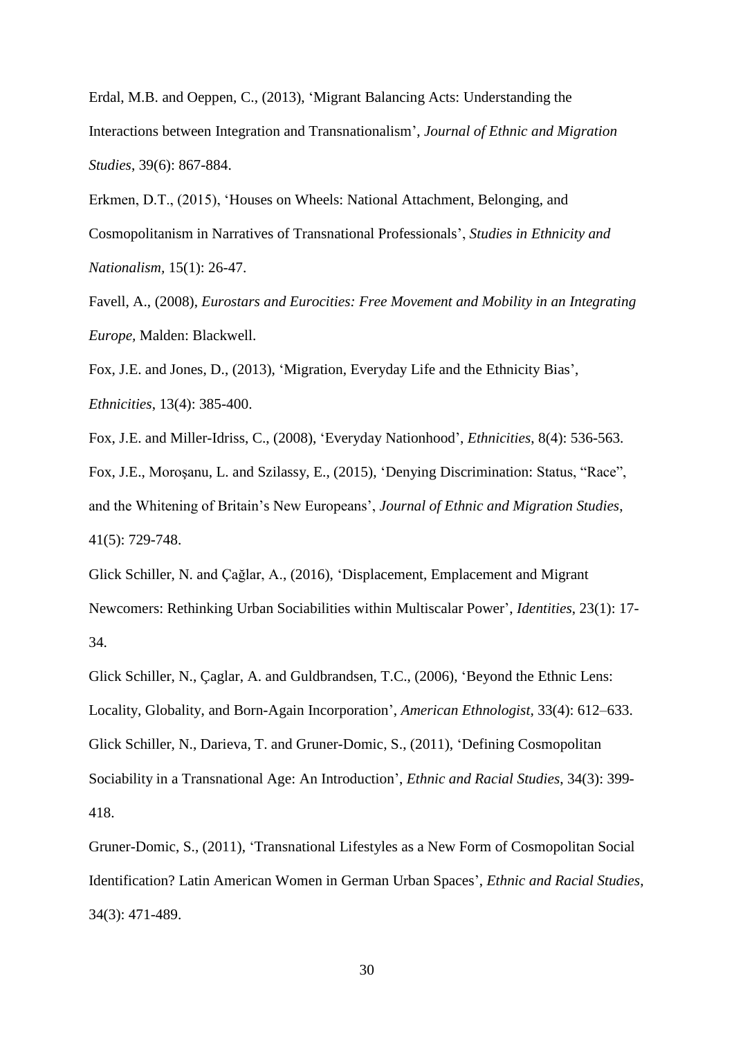Erdal, M.B. and Oeppen, C., (2013), 'Migrant Balancing Acts: Understanding the Interactions between Integration and Transnationalism', *Journal of Ethnic and Migration Studies*, 39(6): 867-884.

Erkmen, D.T., (2015), 'Houses on Wheels: National Attachment, Belonging, and Cosmopolitanism in Narratives of Transnational Professionals', *Studies in Ethnicity and Nationalism*, 15(1): 26-47.

Favell, A., (2008), *Eurostars and Eurocities: Free Movement and Mobility in an Integrating Europe*, Malden: Blackwell.

Fox, J.E. and Jones, D., (2013), 'Migration, Everyday Life and the Ethnicity Bias', *Ethnicities*, 13(4): 385-400.

Fox, J.E. and Miller-Idriss, C., (2008), 'Everyday Nationhood', *Ethnicities*, 8(4): 536-563.

Fox, J.E., Moroşanu, L. and Szilassy, E., (2015), 'Denying Discrimination: Status, "Race", and the Whitening of Britain's New Europeans', *Journal of Ethnic and Migration Studies*, 41(5): 729-748.

Glick Schiller, N. and Çağlar, A., (2016), 'Displacement, Emplacement and Migrant Newcomers: Rethinking Urban Sociabilities within Multiscalar Power', *Identities*, 23(1): 17-34.

Glick Schiller, N., Çaglar, A. and Guldbrandsen, T.C., (2006), 'Beyond the Ethnic Lens: Locality, Globality, and Born-Again Incorporation', *American Ethnologist*, 33(4): 612–633.

Glick Schiller, N., Darieva, T. and Gruner-Domic, S., (2011), 'Defining Cosmopolitan Sociability in a Transnational Age: An Introduction', *Ethnic and Racial Studies*, 34(3): 399-418.

Gruner-Domic, S., (2011), 'Transnational Lifestyles as a New Form of Cosmopolitan Social Identification? Latin American Women in German Urban Spaces', *Ethnic and Racial Studies*, 34(3): 471-489.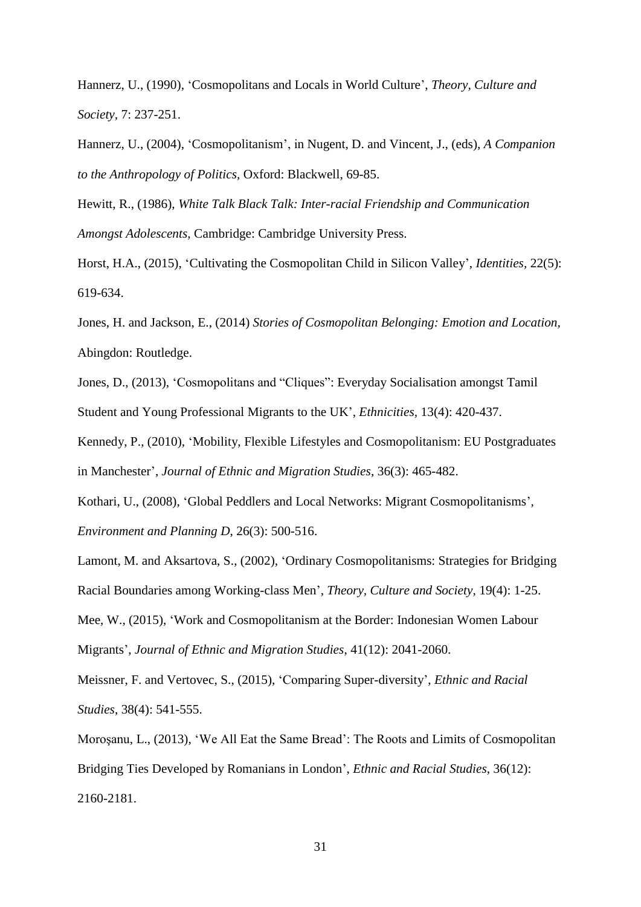Hannerz, U., (1990), 'Cosmopolitans and Locals in World Culture', *Theory, Culture and Society*, 7: 237-251.

Hannerz, U., (2004), 'Cosmopolitanism', in Nugent, D. and Vincent, J., (eds), *A Companion to the Anthropology of Politics*, Oxford: Blackwell, 69-85.

Hewitt, R., (1986), *White Talk Black Talk: Inter-racial Friendship and Communication Amongst Adolescents*, Cambridge: Cambridge University Press.

Horst, H.A., (2015), 'Cultivating the Cosmopolitan Child in Silicon Valley', *Identities*, 22(5): 619-634.

Jones, H. and Jackson, E., (2014) *Stories of Cosmopolitan Belonging: Emotion and Location*, Abingdon: Routledge.

Jones, D., (2013), 'Cosmopolitans and "Cliques": Everyday Socialisation amongst Tamil Student and Young Professional Migrants to the UK', *Ethnicities*, 13(4): 420-437.

Kennedy, P., (2010), 'Mobility, Flexible Lifestyles and Cosmopolitanism: EU Postgraduates in Manchester', *Journal of Ethnic and Migration Studies*, 36(3): 465-482.

Kothari, U., (2008), 'Global Peddlers and Local Networks: Migrant Cosmopolitanisms', *Environment and Planning D*, 26(3): 500-516.

Lamont, M. and Aksartova, S., (2002), 'Ordinary Cosmopolitanisms: Strategies for Bridging Racial Boundaries among Working-class Men', *Theory, Culture and Society*, 19(4): 1-25.

Mee, W., (2015), 'Work and Cosmopolitanism at the Border: Indonesian Women Labour Migrants', *Journal of Ethnic and Migration Studies*, 41(12): 2041-2060.

Meissner, F. and Vertovec, S., (2015), 'Comparing Super-diversity', *Ethnic and Racial Studies*, 38(4): 541-555.

Moroşanu, L., (2013), 'We All Eat the Same Bread': The Roots and Limits of Cosmopolitan Bridging Ties Developed by Romanians in London', *Ethnic and Racial Studies*, 36(12): 2160-2181.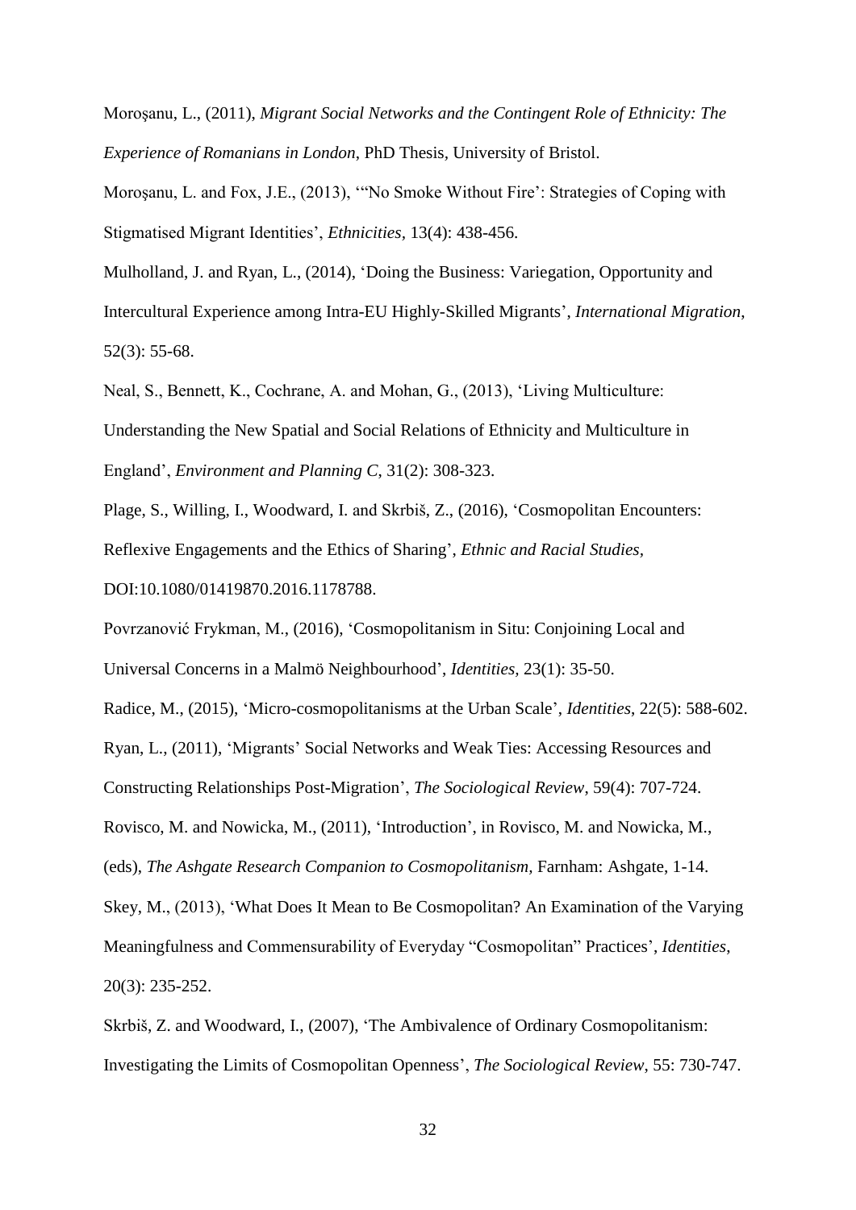Moroşanu, L., (2011), *Migrant Social Networks and the Contingent Role of Ethnicity: The Experience of Romanians in London*, PhD Thesis, University of Bristol.

Moroşanu, L. and Fox, J.E., (2013), '"No Smoke Without Fire': Strategies of Coping with Stigmatised Migrant Identities', *Ethnicities*, 13(4): 438-456.

Mulholland, J. and Ryan, L., (2014), 'Doing the Business: Variegation, Opportunity and Intercultural Experience among Intra-EU Highly-Skilled Migrants', *International Migration*, 52(3): 55-68.

Neal, S., Bennett, K., Cochrane, A. and Mohan, G., (2013), 'Living Multiculture: Understanding the New Spatial and Social Relations of Ethnicity and Multiculture in England', *Environment and Planning C*, 31(2): 308-323.

Plage, S., Willing, I., Woodward, I. and Skrbiš, Z., (2016), 'Cosmopolitan Encounters: Reflexive Engagements and the Ethics of Sharing', *Ethnic and Racial Studies*, DOI:10.1080/01419870.2016.1178788.

Povrzanović Frykman, M., (2016), 'Cosmopolitanism in Situ: Conjoining Local and Universal Concerns in a Malmö Neighbourhood', *Identities*, 23(1): 35-50.

Radice, M., (2015), 'Micro-cosmopolitanisms at the Urban Scale', *Identities*, 22(5): 588-602.

Ryan, L., (2011), 'Migrants' Social Networks and Weak Ties: Accessing Resources and Constructing Relationships Post-Migration', *The Sociological Review*, 59(4): 707-724.

Rovisco, M. and Nowicka, M., (2011), 'Introduction', in Rovisco, M. and Nowicka, M., (eds), *The Ashgate Research Companion to Cosmopolitanism*, Farnham: Ashgate, 1-14.

Skey, M., (2013), 'What Does It Mean to Be Cosmopolitan? An Examination of the Varying Meaningfulness and Commensurability of Everyday "Cosmopolitan" Practices', *Identities*, 20(3): 235-252.

Skrbiš, Z. and Woodward, I., (2007), 'The Ambivalence of Ordinary Cosmopolitanism: Investigating the Limits of Cosmopolitan Openness', *The Sociological Review*, 55: 730-747.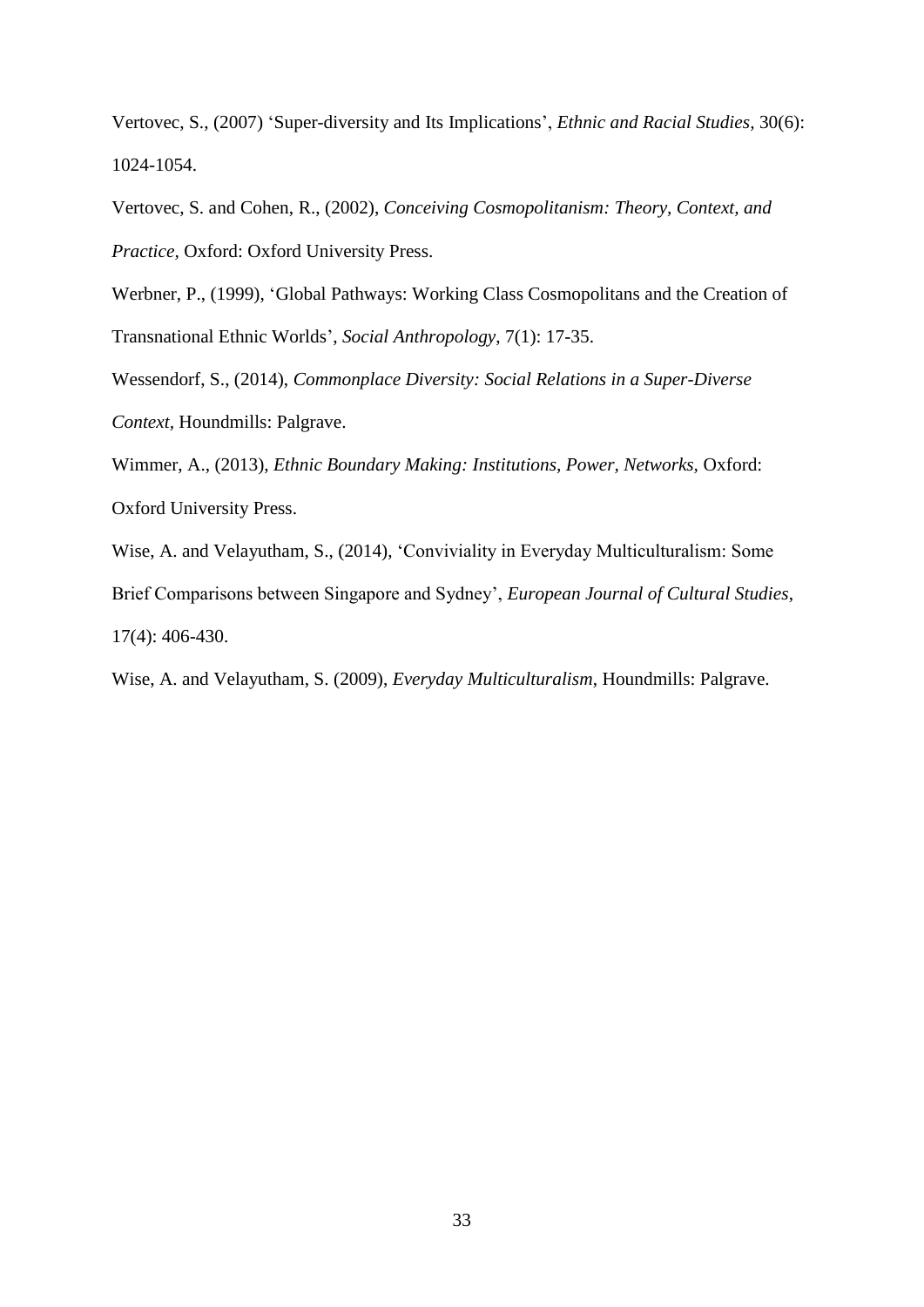Vertovec, S., (2007) 'Super-diversity and Its Implications', *Ethnic and Racial Studies*, 30(6): 1024-1054.

Vertovec, S. and Cohen, R., (2002), *Conceiving Cosmopolitanism: Theory, Context, and Practice,* Oxford: Oxford University Press.

Werbner, P., (1999), 'Global Pathways: Working Class Cosmopolitans and the Creation of Transnational Ethnic Worlds', *Social Anthropology*, 7(1): 17-35.

Wessendorf, S., (2014), *Commonplace Diversity: Social Relations in a Super-Diverse Context,* Houndmills: Palgrave.

Wimmer, A., (2013), *Ethnic Boundary Making: Institutions, Power, Networks*, Oxford: Oxford University Press.

Wise, A. and Velayutham, S., (2014), 'Conviviality in Everyday Multiculturalism: Some Brief Comparisons between Singapore and Sydney', *European Journal of Cultural Studies*, 17(4): 406-430.

Wise, A. and Velayutham, S. (2009), *Everyday Multiculturalism*, Houndmills: Palgrave.